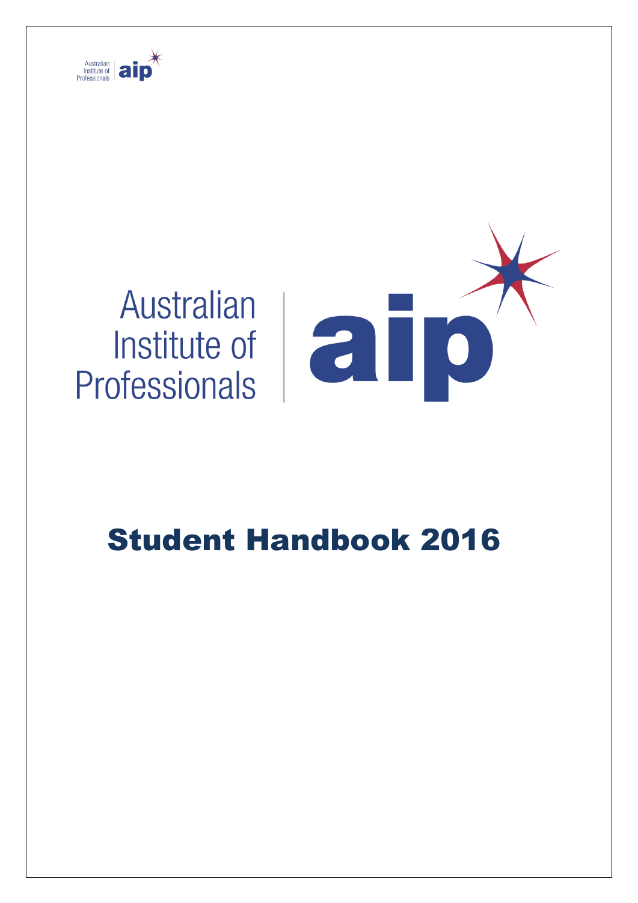Australian Institute of Professionals | aip

Australian Institute of Professionals | aip

# Student Handbook 2016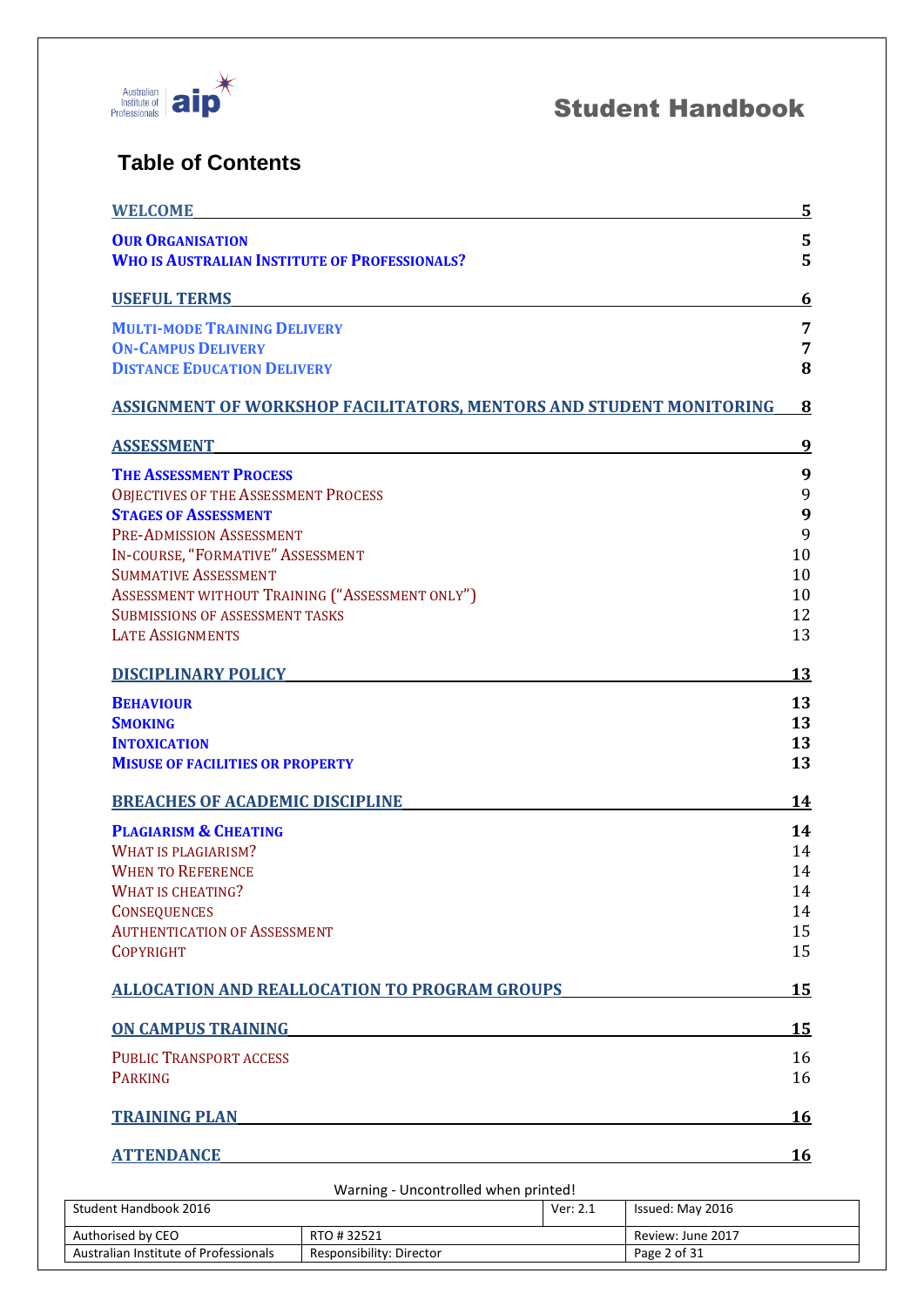# Student Handbook

## Table of Contents

| | |
|---|---|
| **WELCOME** | **5** |
| **OUR ORGANISATION** | **5** |
| **WHO IS AUSTRALIAN INSTITUTE OF PROFESSIONALS?** | **5** |
| **USEFUL TERMS** | **6** |
| **MULTI-MODE TRAINING DELIVERY** | **7** |
| **ON-CAMPUS DELIVERY** | **7** |
| **DISTANCE EDUCATION DELIVERY** | **8** |
| **ASSIGNMENT OF WORKSHOP FACILITATORS, MENTORS AND STUDENT MONITORING** | **8** |
| **ASSESSMENT** | **9** |
| **THE ASSESSMENT PROCESS** | **9** |
| OBJECTIVES OF THE ASSESSMENT PROCESS | 9 |
| **STAGES OF ASSESSMENT** | **9** |
| PRE-ADMISSION ASSESSMENT | 9 |
| IN-COURSE, "FORMATIVE" ASSESSMENT | 10 |
| SUMMATIVE ASSESSMENT | 10 |
| ASSESSMENT WITHOUT TRAINING ("ASSESSMENT ONLY") | 10 |
| SUBMISSIONS OF ASSESSMENT TASKS | 12 |
| LATE ASSIGNMENTS | 13 |
| **DISCIPLINARY POLICY** | **13** |
| **BEHAVIOUR** | **13** |
| **SMOKING** | **13** |
| **INTOXICATION** | **13** |
| **MISUSE OF FACILITIES OR PROPERTY** | **13** |
| **BREACHES OF ACADEMIC DISCIPLINE** | **14** |
| **PLAGIARISM & CHEATING** | **14** |
| WHAT IS PLAGIARISM? | 14 |
| WHEN TO REFERENCE | 14 |
| WHAT IS CHEATING? | 14 |
| CONSEQUENCES | 14 |
| AUTHENTICATION OF ASSESSMENT | 15 |
| COPYRIGHT | 15 |
| **ALLOCATION AND REALLOCATION TO PROGRAM GROUPS** | **15** |
| **ON CAMPUS TRAINING** | **15** |
| PUBLIC TRANSPORT ACCESS | 16 |
| PARKING | 16 |
| **TRAINING PLAN** | **16** |
| **ATTENDANCE** | **16** |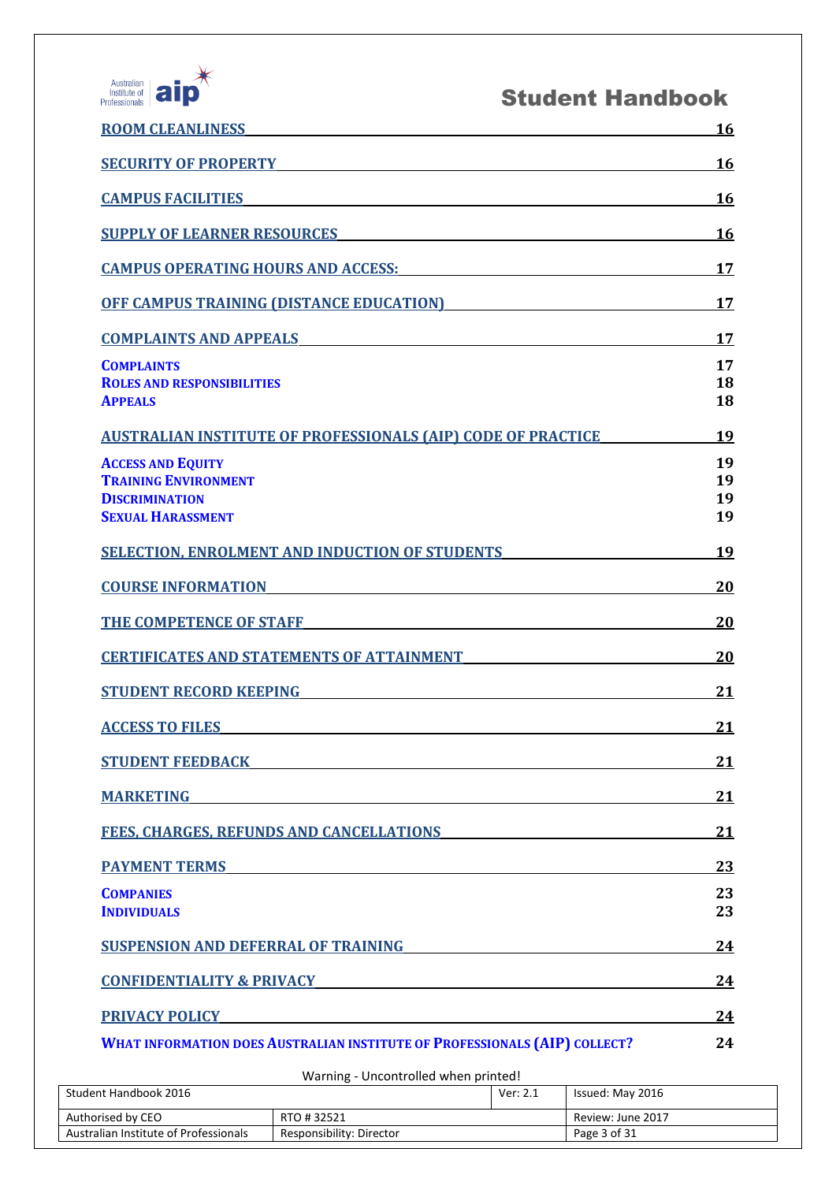ROOM CLEANLINESS 16

SECURITY OF PROPERTY 16

CAMPUS FACILITIES 16

SUPPLY OF LEARNER RESOURCES 16

CAMPUS OPERATING HOURS AND ACCESS: 17

OFF CAMPUS TRAINING (DISTANCE EDUCATION) 17

COMPLAINTS AND APPEALS 17

- COMPLAINTS 17
- ROLES AND RESPONSIBILITIES 18
- APPEALS 18

AUSTRALIAN INSTITUTE OF PROFESSIONALS (AIP) CODE OF PRACTICE 19

- ACCESS AND EQUITY 19
- TRAINING ENVIRONMENT 19
- DISCRIMINATION 19
- SEXUAL HARASSMENT 19

SELECTION, ENROLMENT AND INDUCTION OF STUDENTS 19

COURSE INFORMATION 20

THE COMPETENCE OF STAFF 20

CERTIFICATES AND STATEMENTS OF ATTAINMENT 20

STUDENT RECORD KEEPING 21

ACCESS TO FILES 21

STUDENT FEEDBACK 21

MARKETING 21

FEES, CHARGES, REFUNDS AND CANCELLATIONS 21

PAYMENT TERMS 23

- COMPANIES 23
- INDIVIDUALS 23

SUSPENSION AND DEFERRAL OF TRAINING 24

CONFIDENTIALITY & PRIVACY 24

PRIVACY POLICY 24

- WHAT INFORMATION DOES AUSTRALIAN INSTITUTE OF PROFESSIONALS (AIP) COLLECT? 24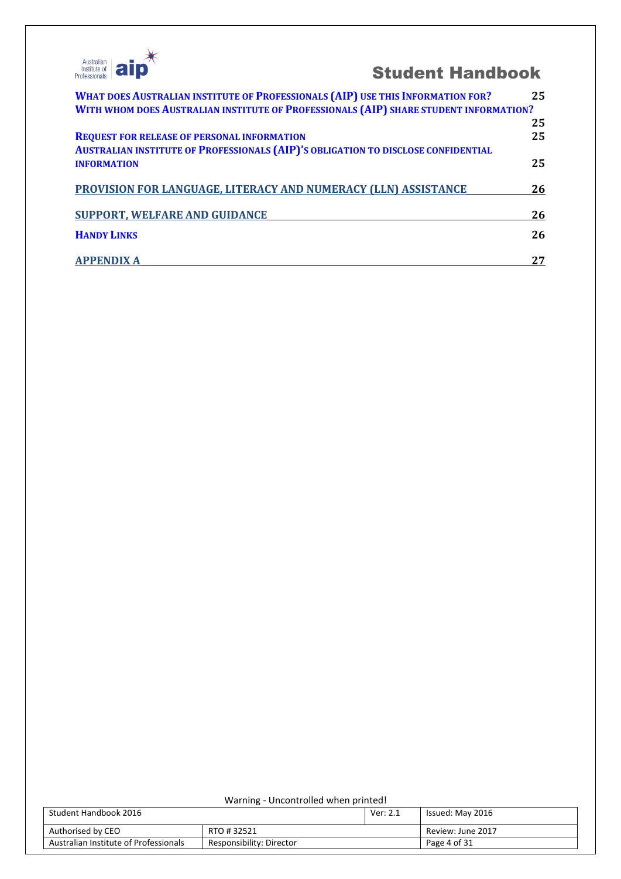| | |
|---|---|
| WHAT DOES AUSTRALIAN INSTITUTE OF PROFESSIONALS (AIP) USE THIS INFORMATION FOR? | 25 |
| WITH WHOM DOES AUSTRALIAN INSTITUTE OF PROFESSIONALS (AIP) SHARE STUDENT INFORMATION? | 25 |
| REQUEST FOR RELEASE OF PERSONAL INFORMATION | 25 |
| AUSTRALIAN INSTITUTE OF PROFESSIONALS (AIP)'S OBLIGATION TO DISCLOSE CONFIDENTIAL INFORMATION | 25 |
| PROVISION FOR LANGUAGE, LITERACY AND NUMERACY (LLN) ASSISTANCE | 26 |
| SUPPORT, WELFARE AND GUIDANCE | 26 |
| HANDY LINKS | 26 |
| APPENDIX A | 27 |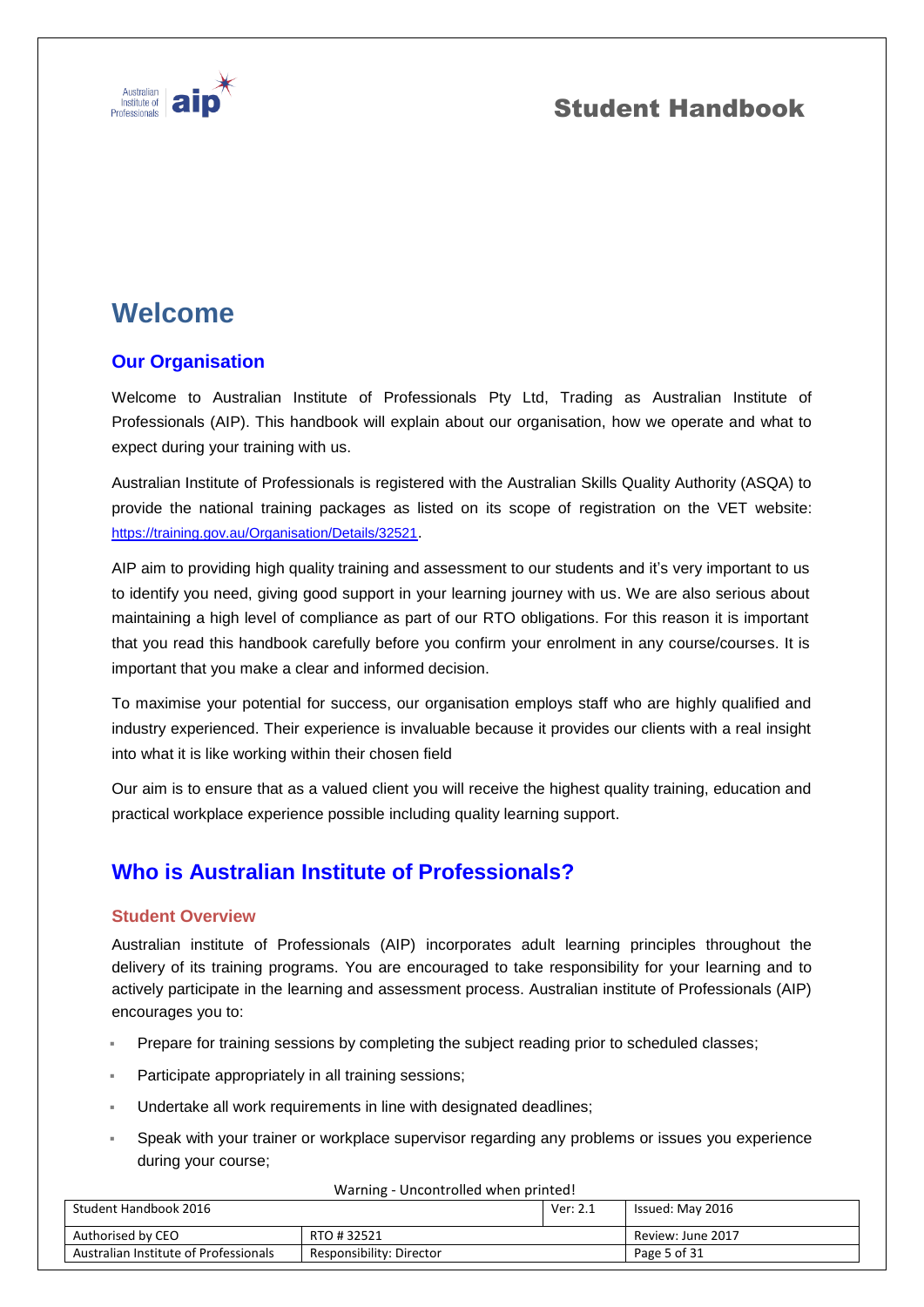# Welcome

## Our Organisation

Welcome to Australian Institute of Professionals Pty Ltd, Trading as Australian Institute of Professionals (AIP). This handbook will explain about our organisation, how we operate and what to expect during your training with us.

Australian Institute of Professionals is registered with the Australian Skills Quality Authority (ASQA) to provide the national training packages as listed on its scope of registration on the VET website: https://training.gov.au/Organisation/Details/32521.

AIP aim to providing high quality training and assessment to our students and it's very important to us to identify you need, giving good support in your learning journey with us. We are also serious about maintaining a high level of compliance as part of our RTO obligations. For this reason it is important that you read this handbook carefully before you confirm your enrolment in any course/courses. It is important that you make a clear and informed decision.

To maximise your potential for success, our organisation employs staff who are highly qualified and industry experienced. Their experience is invaluable because it provides our clients with a real insight into what it is like working within their chosen field

Our aim is to ensure that as a valued client you will receive the highest quality training, education and practical workplace experience possible including quality learning support.

## Who is Australian Institute of Professionals?

### Student Overview

Australian institute of Professionals (AIP) incorporates adult learning principles throughout the delivery of its training programs. You are encouraged to take responsibility for your learning and to actively participate in the learning and assessment process. Australian institute of Professionals (AIP) encourages you to:

- Prepare for training sessions by completing the subject reading prior to scheduled classes;
- Participate appropriately in all training sessions;
- Undertake all work requirements in line with designated deadlines;
- Speak with your trainer or workplace supervisor regarding any problems or issues you experience during your course;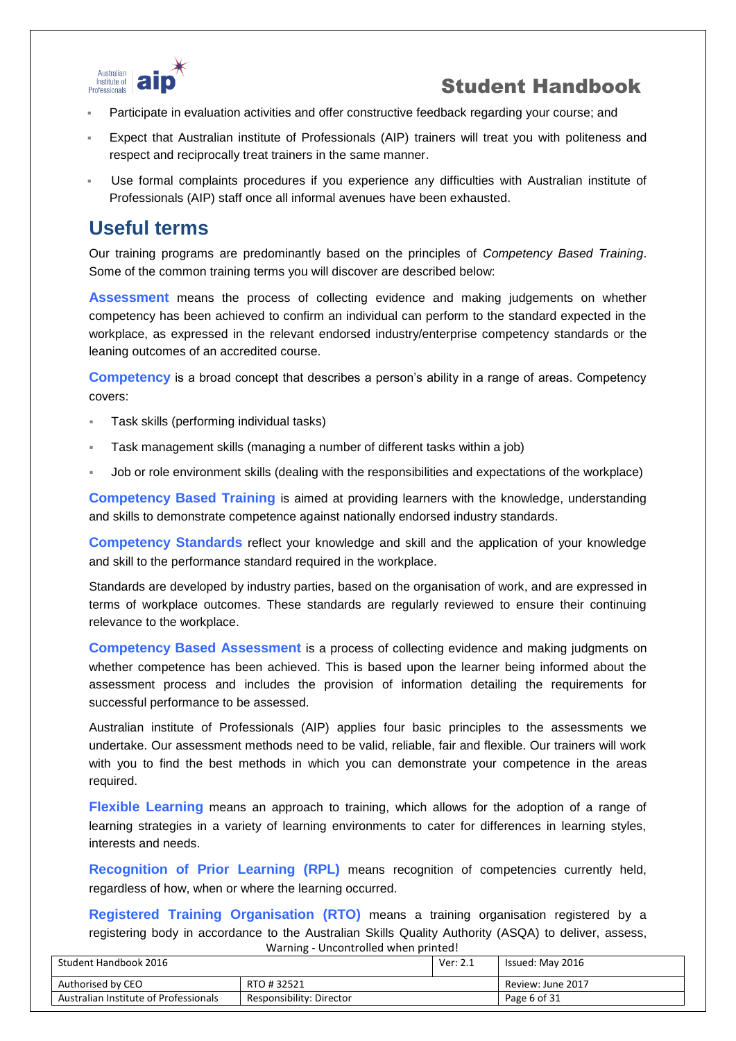- Participate in evaluation activities and offer constructive feedback regarding your course; and
- Expect that Australian institute of Professionals (AIP) trainers will treat you with politeness and respect and reciprocally treat trainers in the same manner.
- Use formal complaints procedures if you experience any difficulties with Australian institute of Professionals (AIP) staff once all informal avenues have been exhausted.

## Useful terms

Our training programs are predominantly based on the principles of *Competency Based Training*. Some of the common training terms you will discover are described below:

**Assessment** means the process of collecting evidence and making judgements on whether competency has been achieved to confirm an individual can perform to the standard expected in the workplace, as expressed in the relevant endorsed industry/enterprise competency standards or the leaning outcomes of an accredited course.

**Competency** is a broad concept that describes a person's ability in a range of areas. Competency covers:

- Task skills (performing individual tasks)
- Task management skills (managing a number of different tasks within a job)
- Job or role environment skills (dealing with the responsibilities and expectations of the workplace)

**Competency Based Training** is aimed at providing learners with the knowledge, understanding and skills to demonstrate competence against nationally endorsed industry standards.

**Competency Standards** reflect your knowledge and skill and the application of your knowledge and skill to the performance standard required in the workplace.

Standards are developed by industry parties, based on the organisation of work, and are expressed in terms of workplace outcomes. These standards are regularly reviewed to ensure their continuing relevance to the workplace.

**Competency Based Assessment** is a process of collecting evidence and making judgments on whether competence has been achieved. This is based upon the learner being informed about the assessment process and includes the provision of information detailing the requirements for successful performance to be assessed.

Australian institute of Professionals (AIP) applies four basic principles to the assessments we undertake. Our assessment methods need to be valid, reliable, fair and flexible. Our trainers will work with you to find the best methods in which you can demonstrate your competence in the areas required.

**Flexible Learning** means an approach to training, which allows for the adoption of a range of learning strategies in a variety of learning environments to cater for differences in learning styles, interests and needs.

**Recognition of Prior Learning (RPL)** means recognition of competencies currently held, regardless of how, when or where the learning occurred.

**Registered Training Organisation (RTO)** means a training organisation registered by a registering body in accordance to the Australian Skills Quality Authority (ASQA) to deliver, assess,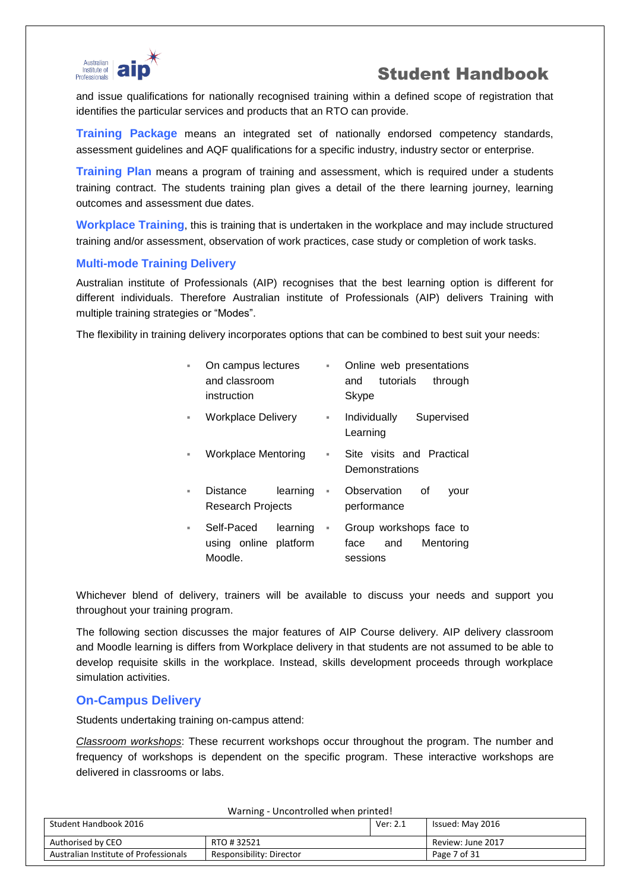and issue qualifications for nationally recognised training within a defined scope of registration that identifies the particular services and products that an RTO can provide.

**Training Package** means an integrated set of nationally endorsed competency standards, assessment guidelines and AQF qualifications for a specific industry, industry sector or enterprise.

**Training Plan** means a program of training and assessment, which is required under a students training contract. The students training plan gives a detail of the there learning journey, learning outcomes and assessment due dates.

**Workplace Training**, this is training that is undertaken in the workplace and may include structured training and/or assessment, observation of work practices, case study or completion of work tasks.

### Multi-mode Training Delivery

Australian institute of Professionals (AIP) recognises that the best learning option is different for different individuals. Therefore Australian institute of Professionals (AIP) delivers Training with multiple training strategies or "Modes".

The flexibility in training delivery incorporates options that can be combined to best suit your needs:

- On campus lectures and classroom instruction
- Online web presentations and tutorials through Skype
- Workplace Delivery
- Individually Supervised Learning
- Workplace Mentoring
- Site visits and Practical Demonstrations
- Distance learning Research Projects
- Observation of your performance
- Self-Paced learning using online platform Moodle.
- Group workshops face to face and Mentoring sessions

Whichever blend of delivery, trainers will be available to discuss your needs and support you throughout your training program.

The following section discusses the major features of AIP Course delivery. AIP delivery classroom and Moodle learning is differs from Workplace delivery in that students are not assumed to be able to develop requisite skills in the workplace. Instead, skills development proceeds through workplace simulation activities.

### On-Campus Delivery

Students undertaking training on-campus attend:

*Classroom workshops*: These recurrent workshops occur throughout the program. The number and frequency of workshops is dependent on the specific program. These interactive workshops are delivered in classrooms or labs.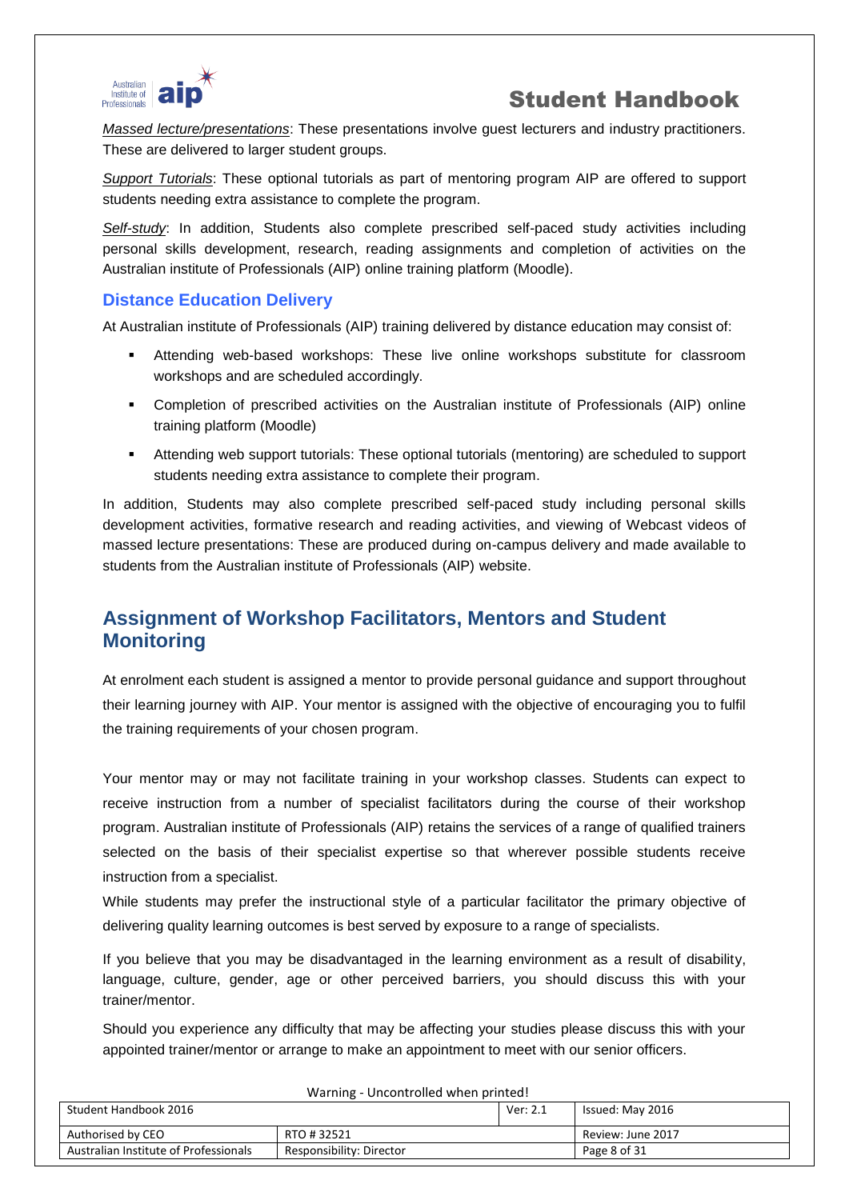*Massed lecture/presentations*: These presentations involve guest lecturers and industry practitioners. These are delivered to larger student groups.

*Support Tutorials*: These optional tutorials as part of mentoring program AIP are offered to support students needing extra assistance to complete the program.

*Self-study*: In addition, Students also complete prescribed self-paced study activities including personal skills development, research, reading assignments and completion of activities on the Australian institute of Professionals (AIP) online training platform (Moodle).

### Distance Education Delivery

At Australian institute of Professionals (AIP) training delivered by distance education may consist of:

- Attending web-based workshops: These live online workshops substitute for classroom workshops and are scheduled accordingly.
- Completion of prescribed activities on the Australian institute of Professionals (AIP) online training platform (Moodle)
- Attending web support tutorials: These optional tutorials (mentoring) are scheduled to support students needing extra assistance to complete their program.

In addition, Students may also complete prescribed self-paced study including personal skills development activities, formative research and reading activities, and viewing of Webcast videos of massed lecture presentations: These are produced during on-campus delivery and made available to students from the Australian institute of Professionals (AIP) website.

## Assignment of Workshop Facilitators, Mentors and Student Monitoring

At enrolment each student is assigned a mentor to provide personal guidance and support throughout their learning journey with AIP. Your mentor is assigned with the objective of encouraging you to fulfil the training requirements of your chosen program.

Your mentor may or may not facilitate training in your workshop classes. Students can expect to receive instruction from a number of specialist facilitators during the course of their workshop program. Australian institute of Professionals (AIP) retains the services of a range of qualified trainers selected on the basis of their specialist expertise so that wherever possible students receive instruction from a specialist.

While students may prefer the instructional style of a particular facilitator the primary objective of delivering quality learning outcomes is best served by exposure to a range of specialists.

If you believe that you may be disadvantaged in the learning environment as a result of disability, language, culture, gender, age or other perceived barriers, you should discuss this with your trainer/mentor.

Should you experience any difficulty that may be affecting your studies please discuss this with your appointed trainer/mentor or arrange to make an appointment to meet with our senior officers.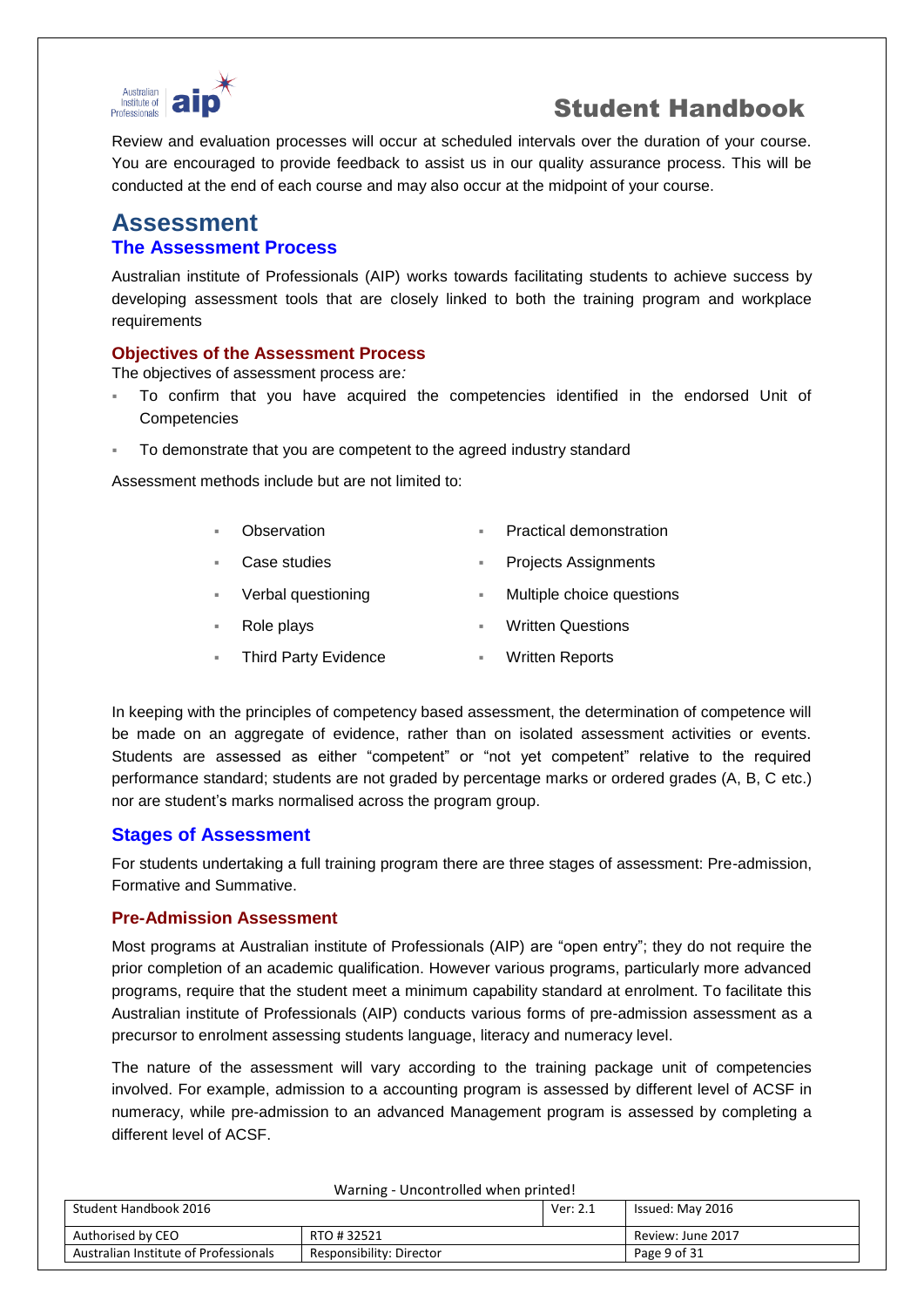Review and evaluation processes will occur at scheduled intervals over the duration of your course. You are encouraged to provide feedback to assist us in our quality assurance process. This will be conducted at the end of each course and may also occur at the midpoint of your course.

# Assessment

## The Assessment Process

Australian institute of Professionals (AIP) works towards facilitating students to achieve success by developing assessment tools that are closely linked to both the training program and workplace requirements

### Objectives of the Assessment Process

The objectives of assessment process are*:*

- To confirm that you have acquired the competencies identified in the endorsed Unit of Competencies
- To demonstrate that you are competent to the agreed industry standard

Assessment methods include but are not limited to:

- Observation
- Case studies
- Verbal questioning
- Role plays
- Third Party Evidence
- Practical demonstration
- Projects Assignments
- Multiple choice questions
- Written Questions
- Written Reports

In keeping with the principles of competency based assessment, the determination of competence will be made on an aggregate of evidence, rather than on isolated assessment activities or events. Students are assessed as either "competent" or "not yet competent" relative to the required performance standard; students are not graded by percentage marks or ordered grades (A, B, C etc.) nor are student's marks normalised across the program group.

## Stages of Assessment

For students undertaking a full training program there are three stages of assessment: Pre-admission, Formative and Summative.

### Pre-Admission Assessment

Most programs at Australian institute of Professionals (AIP) are "open entry"; they do not require the prior completion of an academic qualification. However various programs, particularly more advanced programs, require that the student meet a minimum capability standard at enrolment. To facilitate this Australian institute of Professionals (AIP) conducts various forms of pre-admission assessment as a precursor to enrolment assessing students language, literacy and numeracy level.

The nature of the assessment will vary according to the training package unit of competencies involved. For example, admission to a accounting program is assessed by different level of ACSF in numeracy, while pre-admission to an advanced Management program is assessed by completing a different level of ACSF.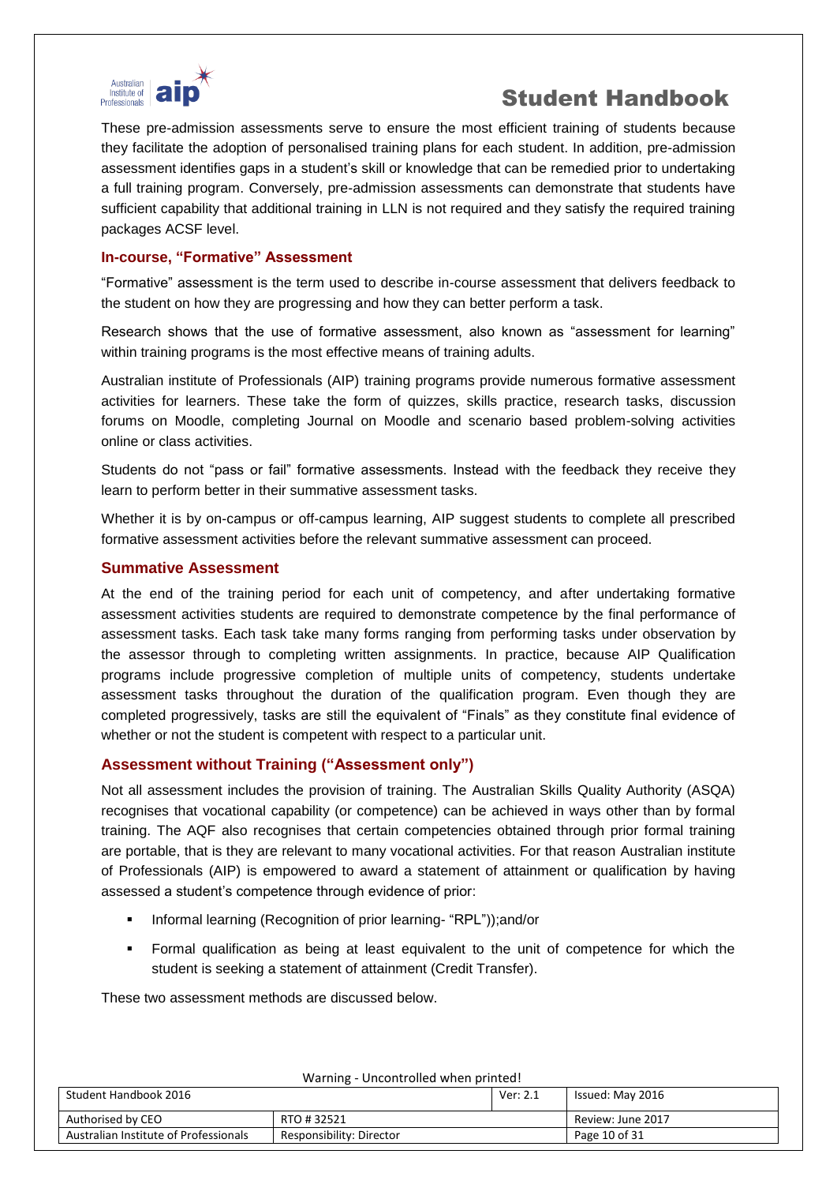These pre-admission assessments serve to ensure the most efficient training of students because they facilitate the adoption of personalised training plans for each student. In addition, pre-admission assessment identifies gaps in a student's skill or knowledge that can be remedied prior to undertaking a full training program. Conversely, pre-admission assessments can demonstrate that students have sufficient capability that additional training in LLN is not required and they satisfy the required training packages ACSF level.

### In-course, "Formative" Assessment

"Formative" assessment is the term used to describe in-course assessment that delivers feedback to the student on how they are progressing and how they can better perform a task.

Research shows that the use of formative assessment, also known as "assessment for learning" within training programs is the most effective means of training adults.

Australian institute of Professionals (AIP) training programs provide numerous formative assessment activities for learners. These take the form of quizzes, skills practice, research tasks, discussion forums on Moodle, completing Journal on Moodle and scenario based problem-solving activities online or class activities.

Students do not "pass or fail" formative assessments. Instead with the feedback they receive they learn to perform better in their summative assessment tasks.

Whether it is by on-campus or off-campus learning, AIP suggest students to complete all prescribed formative assessment activities before the relevant summative assessment can proceed.

### Summative Assessment

At the end of the training period for each unit of competency, and after undertaking formative assessment activities students are required to demonstrate competence by the final performance of assessment tasks. Each task take many forms ranging from performing tasks under observation by the assessor through to completing written assignments. In practice, because AIP Qualification programs include progressive completion of multiple units of competency, students undertake assessment tasks throughout the duration of the qualification program. Even though they are completed progressively, tasks are still the equivalent of "Finals" as they constitute final evidence of whether or not the student is competent with respect to a particular unit.

### Assessment without Training ("Assessment only")

Not all assessment includes the provision of training. The Australian Skills Quality Authority (ASQA) recognises that vocational capability (or competence) can be achieved in ways other than by formal training. The AQF also recognises that certain competencies obtained through prior formal training are portable, that is they are relevant to many vocational activities. For that reason Australian institute of Professionals (AIP) is empowered to award a statement of attainment or qualification by having assessed a student's competence through evidence of prior:

- Informal learning (Recognition of prior learning- "RPL"));and/or
- Formal qualification as being at least equivalent to the unit of competence for which the student is seeking a statement of attainment (Credit Transfer).

These two assessment methods are discussed below.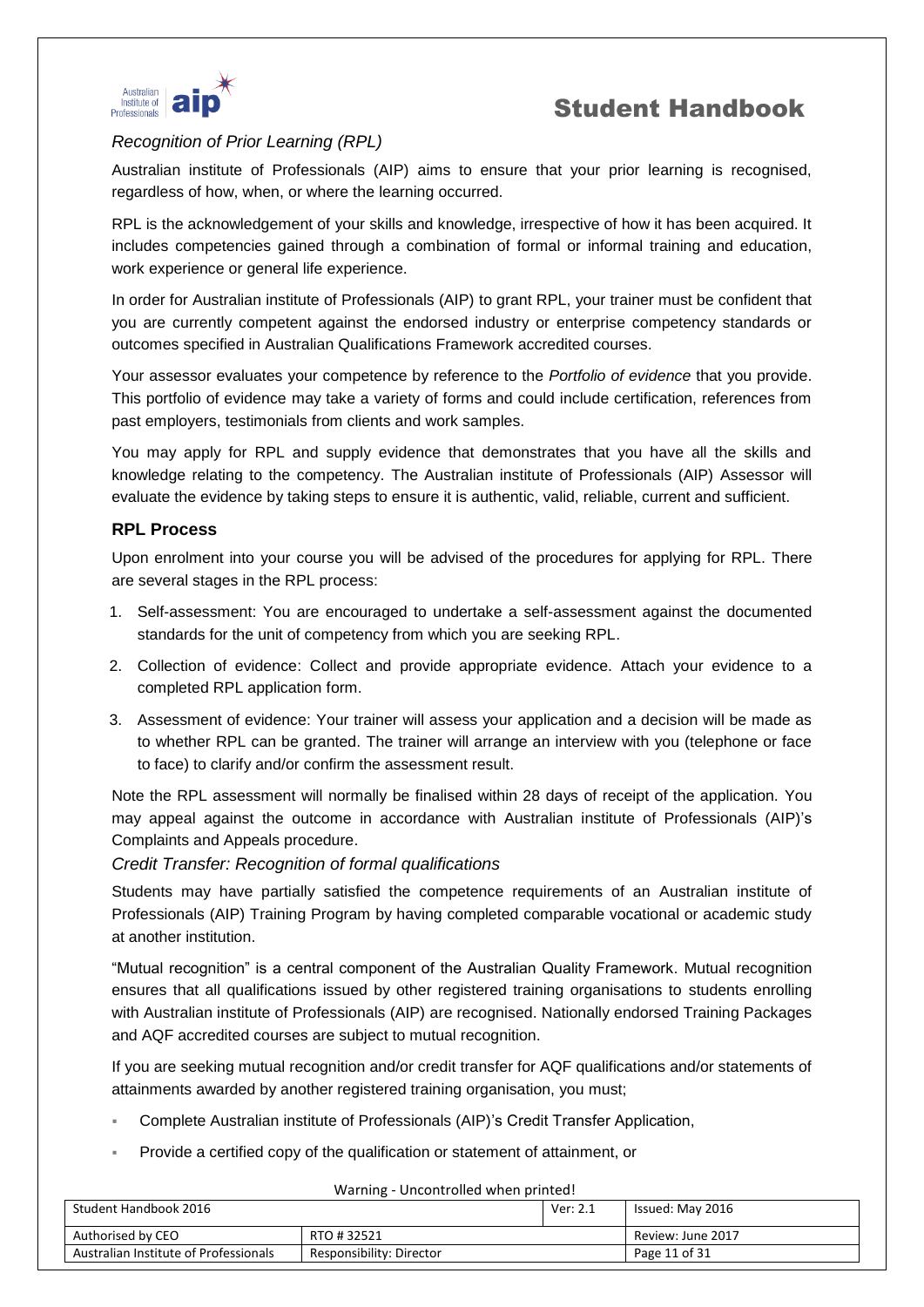### *Recognition of Prior Learning (RPL)*

Australian institute of Professionals (AIP) aims to ensure that your prior learning is recognised, regardless of how, when, or where the learning occurred.

RPL is the acknowledgement of your skills and knowledge, irrespective of how it has been acquired. It includes competencies gained through a combination of formal or informal training and education, work experience or general life experience.

In order for Australian institute of Professionals (AIP) to grant RPL, your trainer must be confident that you are currently competent against the endorsed industry or enterprise competency standards or outcomes specified in Australian Qualifications Framework accredited courses.

Your assessor evaluates your competence by reference to the *Portfolio of evidence* that you provide. This portfolio of evidence may take a variety of forms and could include certification, references from past employers, testimonials from clients and work samples.

You may apply for RPL and supply evidence that demonstrates that you have all the skills and knowledge relating to the competency. The Australian institute of Professionals (AIP) Assessor will evaluate the evidence by taking steps to ensure it is authentic, valid, reliable, current and sufficient.

### RPL Process

Upon enrolment into your course you will be advised of the procedures for applying for RPL. There are several stages in the RPL process:

1. Self-assessment: You are encouraged to undertake a self-assessment against the documented standards for the unit of competency from which you are seeking RPL.
2. Collection of evidence: Collect and provide appropriate evidence. Attach your evidence to a completed RPL application form.
3. Assessment of evidence: Your trainer will assess your application and a decision will be made as to whether RPL can be granted. The trainer will arrange an interview with you (telephone or face to face) to clarify and/or confirm the assessment result.

Note the RPL assessment will normally be finalised within 28 days of receipt of the application. You may appeal against the outcome in accordance with Australian institute of Professionals (AIP)'s Complaints and Appeals procedure.

### *Credit Transfer: Recognition of formal qualifications*

Students may have partially satisfied the competence requirements of an Australian institute of Professionals (AIP) Training Program by having completed comparable vocational or academic study at another institution.

"Mutual recognition" is a central component of the Australian Quality Framework. Mutual recognition ensures that all qualifications issued by other registered training organisations to students enrolling with Australian institute of Professionals (AIP) are recognised. Nationally endorsed Training Packages and AQF accredited courses are subject to mutual recognition.

If you are seeking mutual recognition and/or credit transfer for AQF qualifications and/or statements of attainments awarded by another registered training organisation, you must;

- Complete Australian institute of Professionals (AIP)'s Credit Transfer Application,
- Provide a certified copy of the qualification or statement of attainment, or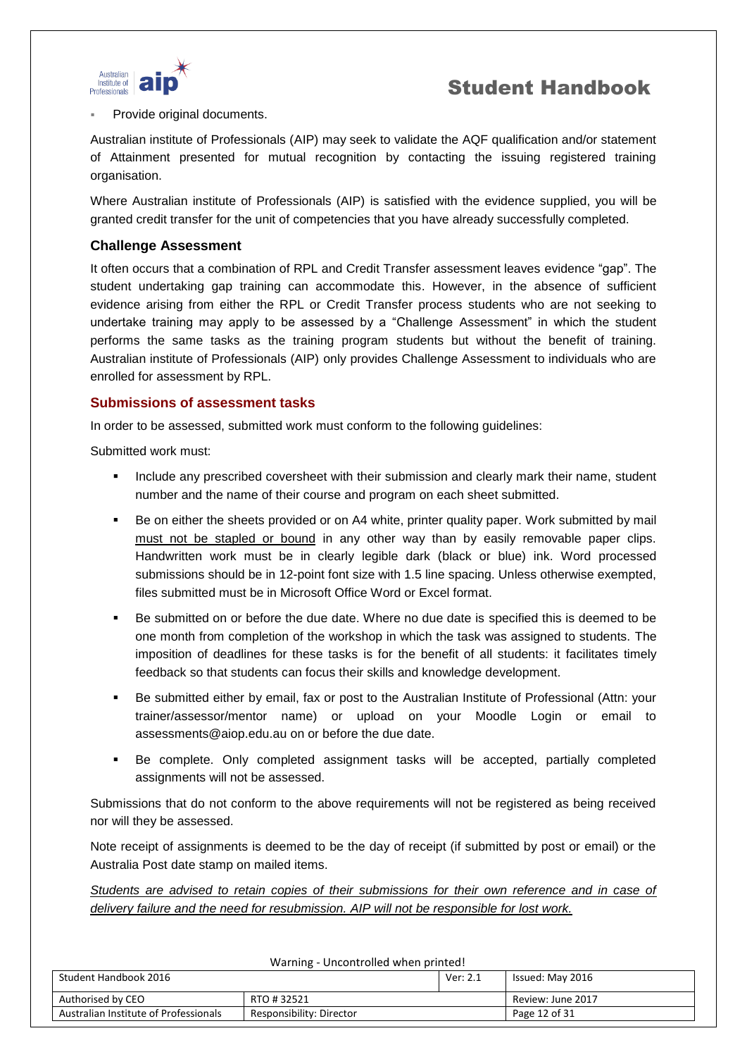- Provide original documents.

Australian institute of Professionals (AIP) may seek to validate the AQF qualification and/or statement of Attainment presented for mutual recognition by contacting the issuing registered training organisation.

Where Australian institute of Professionals (AIP) is satisfied with the evidence supplied, you will be granted credit transfer for the unit of competencies that you have already successfully completed.

### Challenge Assessment

It often occurs that a combination of RPL and Credit Transfer assessment leaves evidence "gap". The student undertaking gap training can accommodate this. However, in the absence of sufficient evidence arising from either the RPL or Credit Transfer process students who are not seeking to undertake training may apply to be assessed by a "Challenge Assessment" in which the student performs the same tasks as the training program students but without the benefit of training. Australian institute of Professionals (AIP) only provides Challenge Assessment to individuals who are enrolled for assessment by RPL.

### Submissions of assessment tasks

In order to be assessed, submitted work must conform to the following guidelines:

Submitted work must:

- Include any prescribed coversheet with their submission and clearly mark their name, student number and the name of their course and program on each sheet submitted.
- Be on either the sheets provided or on A4 white, printer quality paper. Work submitted by mail <u>must not be stapled or bound</u> in any other way than by easily removable paper clips. Handwritten work must be in clearly legible dark (black or blue) ink. Word processed submissions should be in 12-point font size with 1.5 line spacing. Unless otherwise exempted, files submitted must be in Microsoft Office Word or Excel format.
- Be submitted on or before the due date. Where no due date is specified this is deemed to be one month from completion of the workshop in which the task was assigned to students. The imposition of deadlines for these tasks is for the benefit of all students: it facilitates timely feedback so that students can focus their skills and knowledge development.
- Be submitted either by email, fax or post to the Australian Institute of Professional (Attn: your trainer/assessor/mentor name) or upload on your Moodle Login or email to assessments@aiop.edu.au on or before the due date.
- Be complete. Only completed assignment tasks will be accepted, partially completed assignments will not be assessed.

Submissions that do not conform to the above requirements will not be registered as being received nor will they be assessed.

Note receipt of assignments is deemed to be the day of receipt (if submitted by post or email) or the Australia Post date stamp on mailed items.

*<u>Students are advised to retain copies of their submissions for their own reference and in case of delivery failure and the need for resubmission. AIP will not be responsible for lost work.</u>*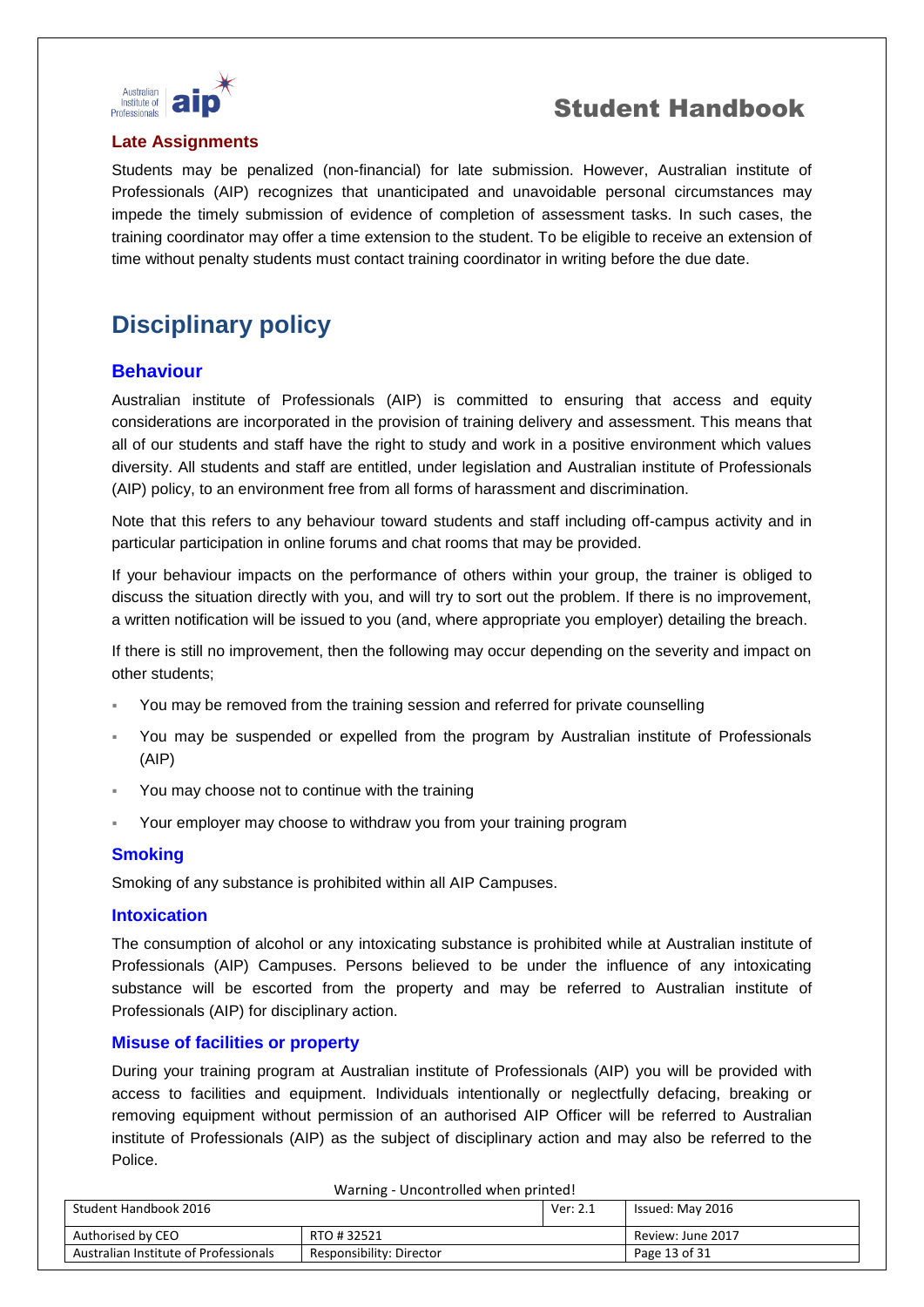### Late Assignments

Students may be penalized (non-financial) for late submission. However, Australian institute of Professionals (AIP) recognizes that unanticipated and unavoidable personal circumstances may impede the timely submission of evidence of completion of assessment tasks. In such cases, the training coordinator may offer a time extension to the student. To be eligible to receive an extension of time without penalty students must contact training coordinator in writing before the due date.

# Disciplinary policy

## Behaviour

Australian institute of Professionals (AIP) is committed to ensuring that access and equity considerations are incorporated in the provision of training delivery and assessment. This means that all of our students and staff have the right to study and work in a positive environment which values diversity. All students and staff are entitled, under legislation and Australian institute of Professionals (AIP) policy, to an environment free from all forms of harassment and discrimination.

Note that this refers to any behaviour toward students and staff including off-campus activity and in particular participation in online forums and chat rooms that may be provided.

If your behaviour impacts on the performance of others within your group, the trainer is obliged to discuss the situation directly with you, and will try to sort out the problem. If there is no improvement, a written notification will be issued to you (and, where appropriate you employer) detailing the breach.

If there is still no improvement, then the following may occur depending on the severity and impact on other students;

- You may be removed from the training session and referred for private counselling
- You may be suspended or expelled from the program by Australian institute of Professionals (AIP)
- You may choose not to continue with the training
- Your employer may choose to withdraw you from your training program

## Smoking

Smoking of any substance is prohibited within all AIP Campuses.

## Intoxication

The consumption of alcohol or any intoxicating substance is prohibited while at Australian institute of Professionals (AIP) Campuses. Persons believed to be under the influence of any intoxicating substance will be escorted from the property and may be referred to Australian institute of Professionals (AIP) for disciplinary action.

## Misuse of facilities or property

During your training program at Australian institute of Professionals (AIP) you will be provided with access to facilities and equipment. Individuals intentionally or neglectfully defacing, breaking or removing equipment without permission of an authorised AIP Officer will be referred to Australian institute of Professionals (AIP) as the subject of disciplinary action and may also be referred to the Police.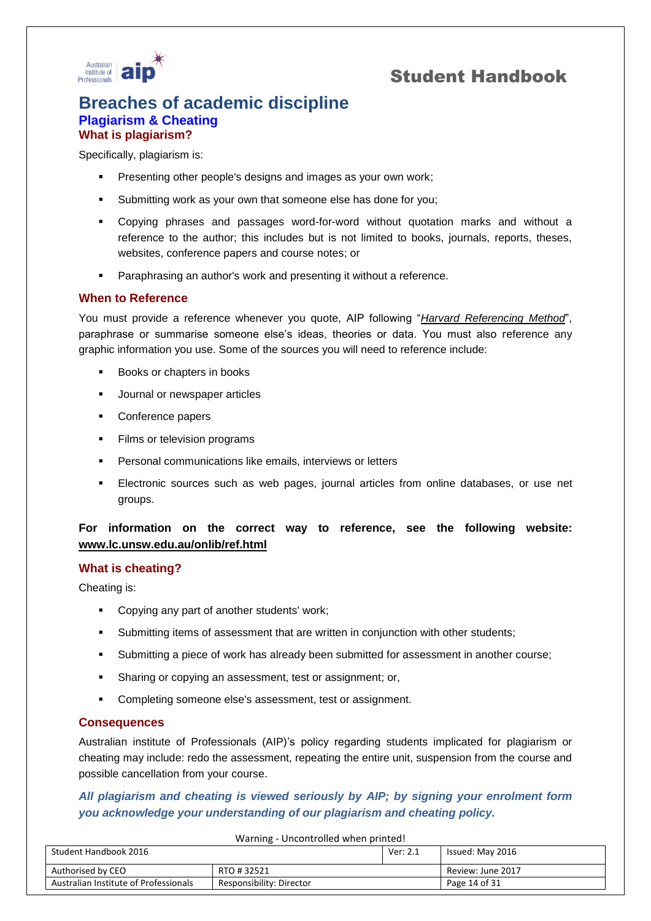# Breaches of academic discipline

## Plagiarism & Cheating

### What is plagiarism?

Specifically, plagiarism is:

- Presenting other people's designs and images as your own work;
- Submitting work as your own that someone else has done for you;
- Copying phrases and passages word-for-word without quotation marks and without a reference to the author; this includes but is not limited to books, journals, reports, theses, websites, conference papers and course notes; or
- Paraphrasing an author's work and presenting it without a reference.

### When to Reference

You must provide a reference whenever you quote, AIP following "*Harvard Referencing Method*", paraphrase or summarise someone else's ideas, theories or data. You must also reference any graphic information you use. Some of the sources you will need to reference include:

- Books or chapters in books
- Journal or newspaper articles
- Conference papers
- Films or television programs
- Personal communications like emails, interviews or letters
- Electronic sources such as web pages, journal articles from online databases, or use net groups.

**For information on the correct way to reference, see the following website: www.lc.unsw.edu.au/onlib/ref.html**

### What is cheating?

Cheating is:

- Copying any part of another students' work;
- Submitting items of assessment that are written in conjunction with other students;
- Submitting a piece of work has already been submitted for assessment in another course;
- Sharing or copying an assessment, test or assignment; or,
- Completing someone else's assessment, test or assignment.

### Consequences

Australian institute of Professionals (AIP)'s policy regarding students implicated for plagiarism or cheating may include: redo the assessment, repeating the entire unit, suspension from the course and possible cancellation from your course.

***All plagiarism and cheating is viewed seriously by AIP; by signing your enrolment form you acknowledge your understanding of our plagiarism and cheating policy.***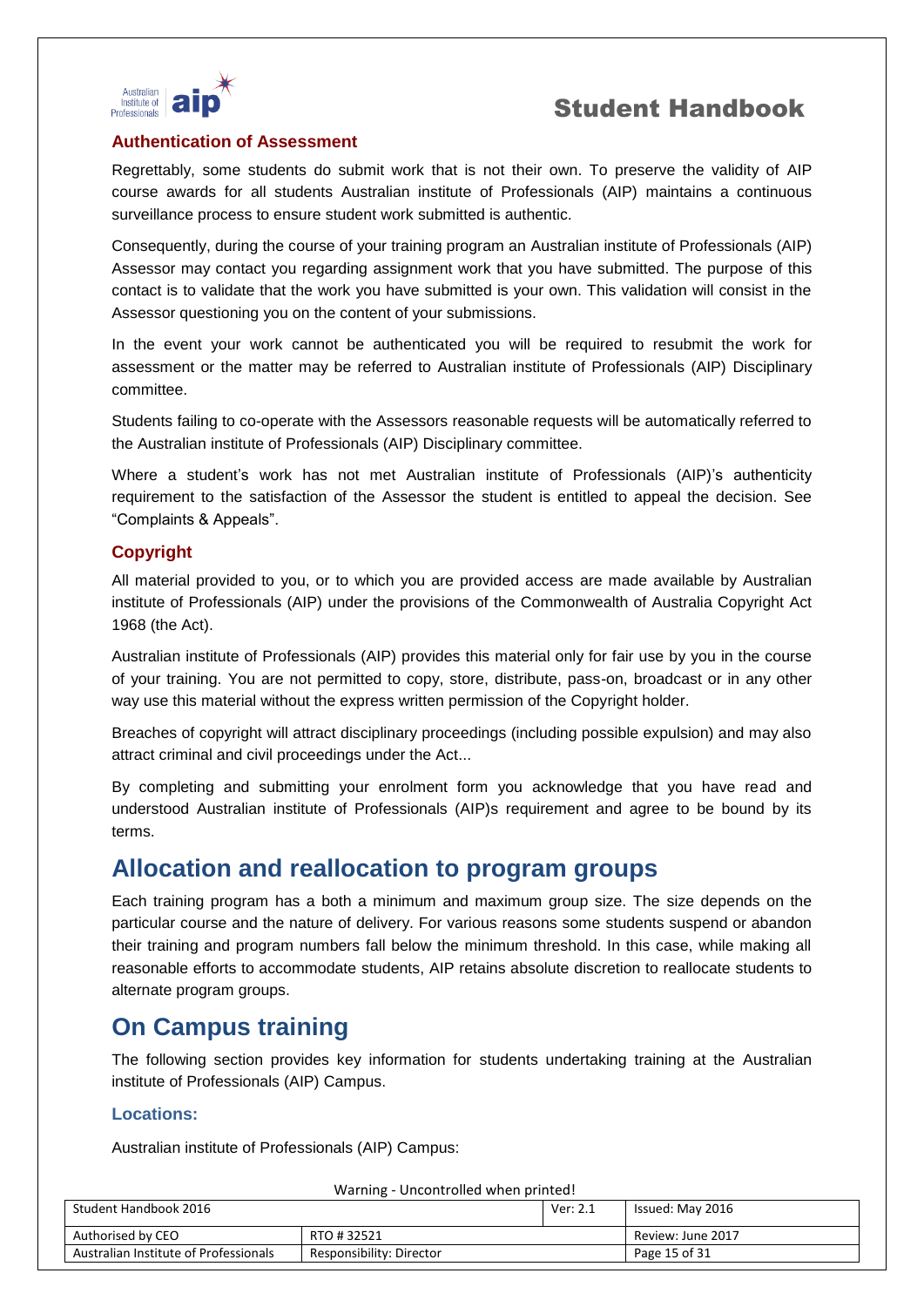### Authentication of Assessment

Regrettably, some students do submit work that is not their own. To preserve the validity of AIP course awards for all students Australian institute of Professionals (AIP) maintains a continuous surveillance process to ensure student work submitted is authentic.

Consequently, during the course of your training program an Australian institute of Professionals (AIP) Assessor may contact you regarding assignment work that you have submitted. The purpose of this contact is to validate that the work you have submitted is your own. This validation will consist in the Assessor questioning you on the content of your submissions.

In the event your work cannot be authenticated you will be required to resubmit the work for assessment or the matter may be referred to Australian institute of Professionals (AIP) Disciplinary committee.

Students failing to co-operate with the Assessors reasonable requests will be automatically referred to the Australian institute of Professionals (AIP) Disciplinary committee.

Where a student's work has not met Australian institute of Professionals (AIP)'s authenticity requirement to the satisfaction of the Assessor the student is entitled to appeal the decision. See "Complaints & Appeals".

### Copyright

All material provided to you, or to which you are provided access are made available by Australian institute of Professionals (AIP) under the provisions of the Commonwealth of Australia Copyright Act 1968 (the Act).

Australian institute of Professionals (AIP) provides this material only for fair use by you in the course of your training. You are not permitted to copy, store, distribute, pass-on, broadcast or in any other way use this material without the express written permission of the Copyright holder.

Breaches of copyright will attract disciplinary proceedings (including possible expulsion) and may also attract criminal and civil proceedings under the Act...

By completing and submitting your enrolment form you acknowledge that you have read and understood Australian institute of Professionals (AIP)s requirement and agree to be bound by its terms.

## Allocation and reallocation to program groups

Each training program has a both a minimum and maximum group size. The size depends on the particular course and the nature of delivery. For various reasons some students suspend or abandon their training and program numbers fall below the minimum threshold. In this case, while making all reasonable efforts to accommodate students, AIP retains absolute discretion to reallocate students to alternate program groups.

## On Campus training

The following section provides key information for students undertaking training at the Australian institute of Professionals (AIP) Campus.

### Locations:

Australian institute of Professionals (AIP) Campus: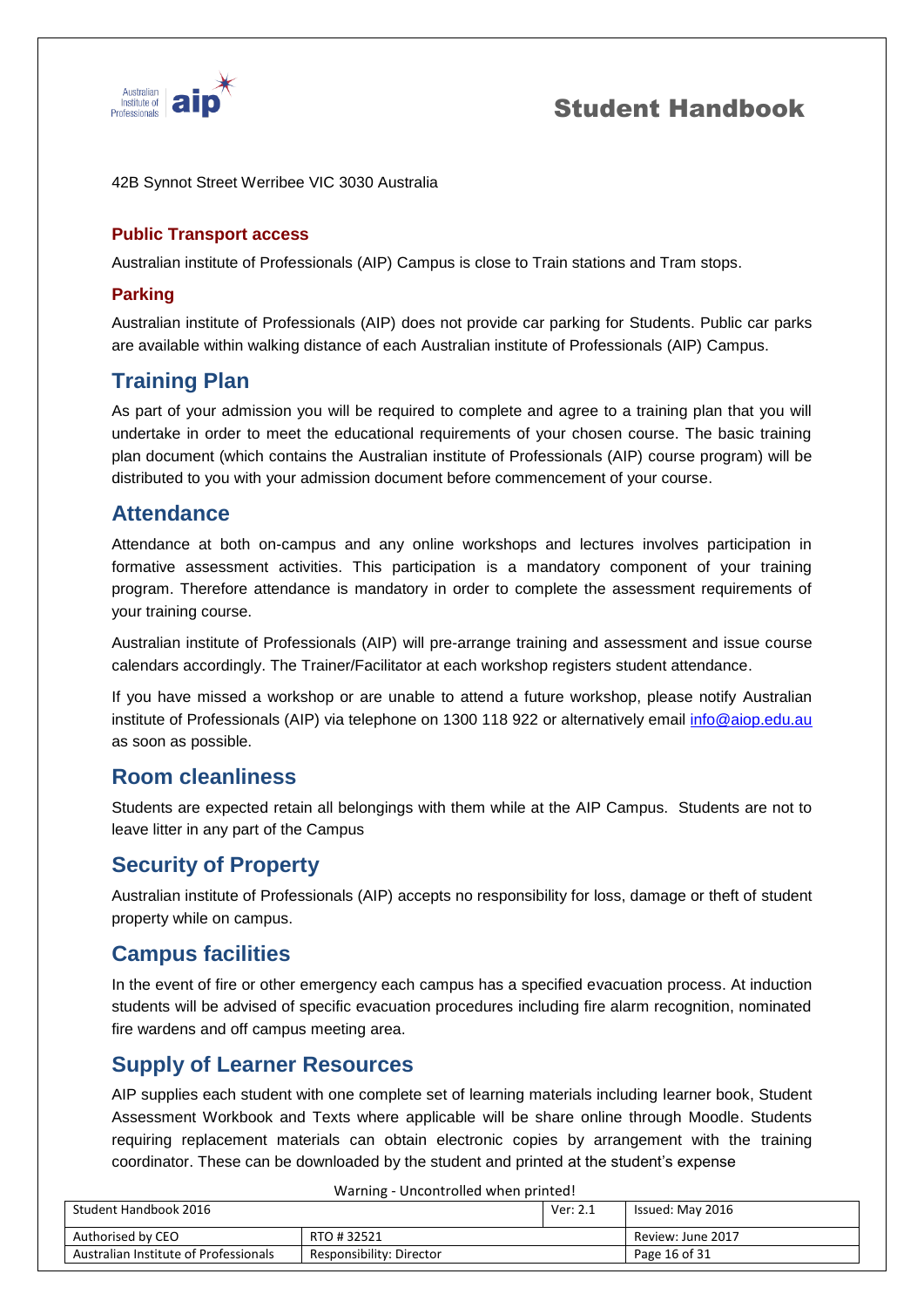42B Synnot Street Werribee VIC 3030 Australia

### Public Transport access

Australian institute of Professionals (AIP) Campus is close to Train stations and Tram stops.

### Parking

Australian institute of Professionals (AIP) does not provide car parking for Students. Public car parks are available within walking distance of each Australian institute of Professionals (AIP) Campus.

## Training Plan

As part of your admission you will be required to complete and agree to a training plan that you will undertake in order to meet the educational requirements of your chosen course. The basic training plan document (which contains the Australian institute of Professionals (AIP) course program) will be distributed to you with your admission document before commencement of your course.

## Attendance

Attendance at both on-campus and any online workshops and lectures involves participation in formative assessment activities. This participation is a mandatory component of your training program. Therefore attendance is mandatory in order to complete the assessment requirements of your training course.

Australian institute of Professionals (AIP) will pre-arrange training and assessment and issue course calendars accordingly. The Trainer/Facilitator at each workshop registers student attendance.

If you have missed a workshop or are unable to attend a future workshop, please notify Australian institute of Professionals (AIP) via telephone on 1300 118 922 or alternatively email info@aiop.edu.au as soon as possible.

## Room cleanliness

Students are expected retain all belongings with them while at the AIP Campus. Students are not to leave litter in any part of the Campus

## Security of Property

Australian institute of Professionals (AIP) accepts no responsibility for loss, damage or theft of student property while on campus.

## Campus facilities

In the event of fire or other emergency each campus has a specified evacuation process. At induction students will be advised of specific evacuation procedures including fire alarm recognition, nominated fire wardens and off campus meeting area.

## Supply of Learner Resources

AIP supplies each student with one complete set of learning materials including learner book, Student Assessment Workbook and Texts where applicable will be share online through Moodle. Students requiring replacement materials can obtain electronic copies by arrangement with the training coordinator. These can be downloaded by the student and printed at the student's expense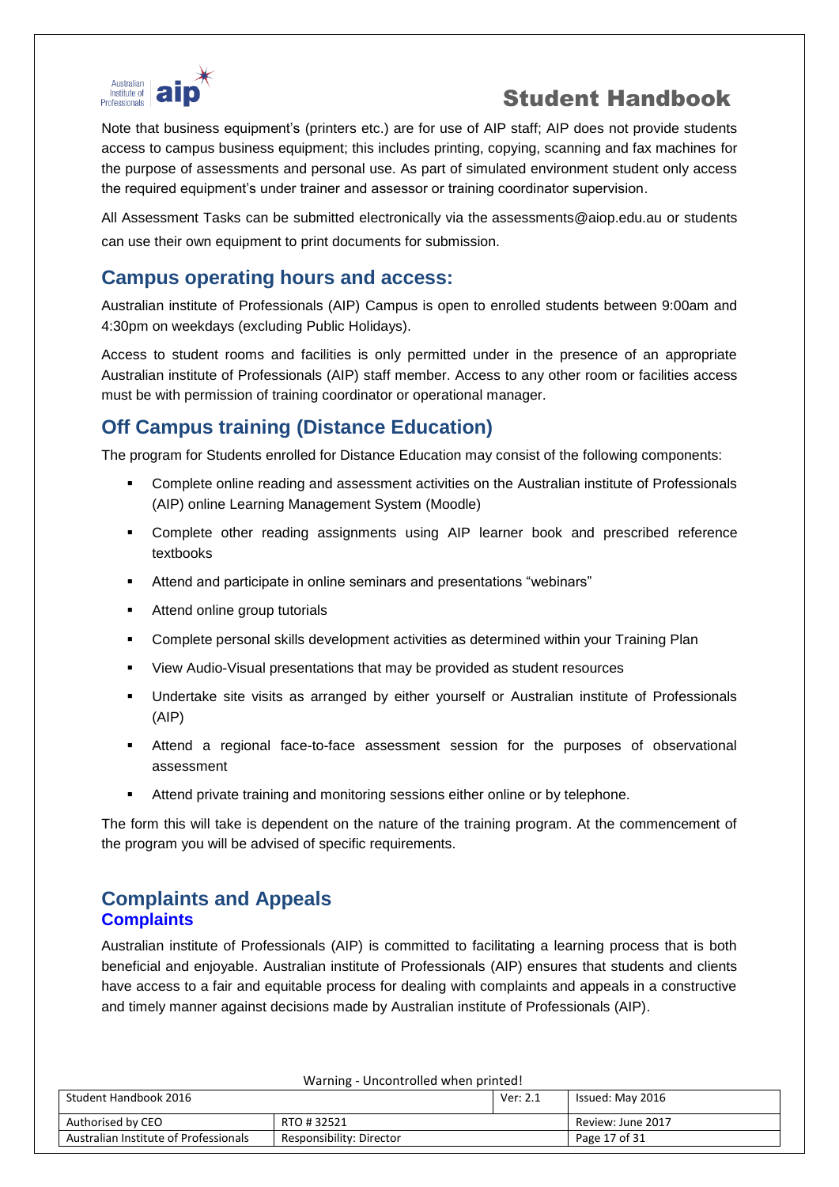Note that business equipment's (printers etc.) are for use of AIP staff; AIP does not provide students access to campus business equipment; this includes printing, copying, scanning and fax machines for the purpose of assessments and personal use. As part of simulated environment student only access the required equipment's under trainer and assessor or training coordinator supervision.

All Assessment Tasks can be submitted electronically via the assessments@aiop.edu.au or students can use their own equipment to print documents for submission.

## Campus operating hours and access:

Australian institute of Professionals (AIP) Campus is open to enrolled students between 9:00am and 4:30pm on weekdays (excluding Public Holidays).

Access to student rooms and facilities is only permitted under in the presence of an appropriate Australian institute of Professionals (AIP) staff member. Access to any other room or facilities access must be with permission of training coordinator or operational manager.

## Off Campus training (Distance Education)

The program for Students enrolled for Distance Education may consist of the following components:

- Complete online reading and assessment activities on the Australian institute of Professionals (AIP) online Learning Management System (Moodle)
- Complete other reading assignments using AIP learner book and prescribed reference textbooks
- Attend and participate in online seminars and presentations "webinars"
- Attend online group tutorials
- Complete personal skills development activities as determined within your Training Plan
- View Audio-Visual presentations that may be provided as student resources
- Undertake site visits as arranged by either yourself or Australian institute of Professionals (AIP)
- Attend a regional face-to-face assessment session for the purposes of observational assessment
- Attend private training and monitoring sessions either online or by telephone.

The form this will take is dependent on the nature of the training program. At the commencement of the program you will be advised of specific requirements.

## Complaints and Appeals

### Complaints

Australian institute of Professionals (AIP) is committed to facilitating a learning process that is both beneficial and enjoyable. Australian institute of Professionals (AIP) ensures that students and clients have access to a fair and equitable process for dealing with complaints and appeals in a constructive and timely manner against decisions made by Australian institute of Professionals (AIP).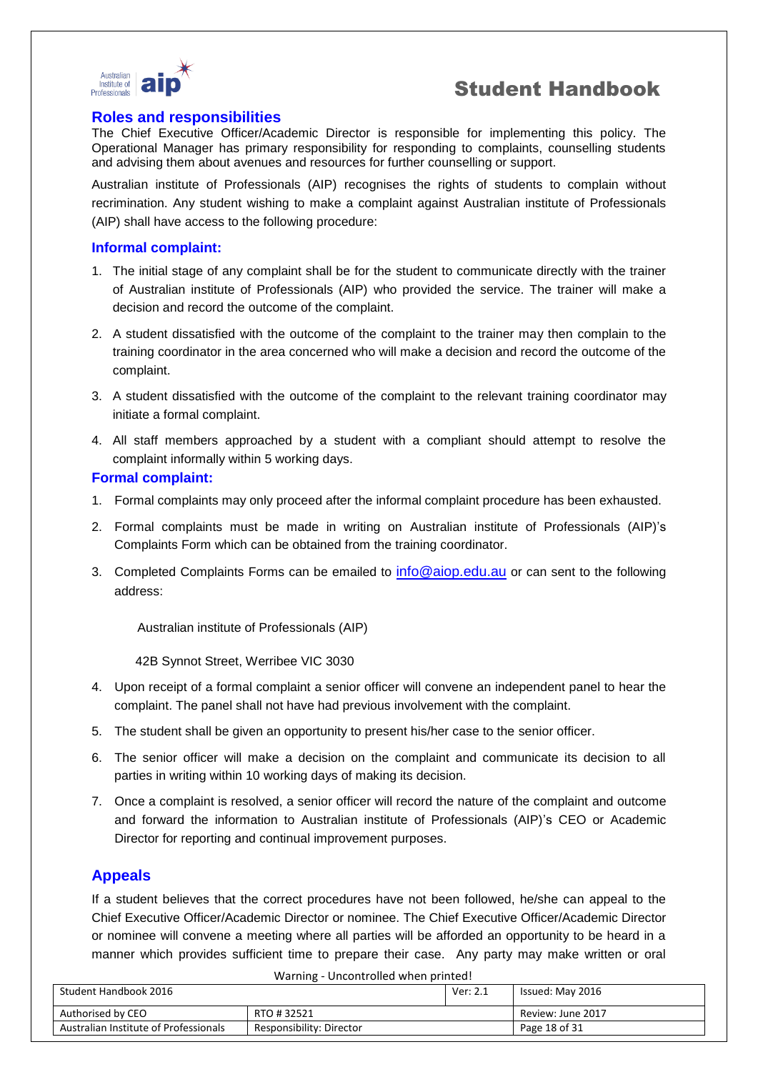## Roles and responsibilities

The Chief Executive Officer/Academic Director is responsible for implementing this policy. The Operational Manager has primary responsibility for responding to complaints, counselling students and advising them about avenues and resources for further counselling or support.

Australian institute of Professionals (AIP) recognises the rights of students to complain without recrimination. Any student wishing to make a complaint against Australian institute of Professionals (AIP) shall have access to the following procedure:

### Informal complaint:

1. The initial stage of any complaint shall be for the student to communicate directly with the trainer of Australian institute of Professionals (AIP) who provided the service. The trainer will make a decision and record the outcome of the complaint.
2. A student dissatisfied with the outcome of the complaint to the trainer may then complain to the training coordinator in the area concerned who will make a decision and record the outcome of the complaint.
3. A student dissatisfied with the outcome of the complaint to the relevant training coordinator may initiate a formal complaint.
4. All staff members approached by a student with a compliant should attempt to resolve the complaint informally within 5 working days.

### Formal complaint:

1. Formal complaints may only proceed after the informal complaint procedure has been exhausted.
2. Formal complaints must be made in writing on Australian institute of Professionals (AIP)'s Complaints Form which can be obtained from the training coordinator.
3. Completed Complaints Forms can be emailed to info@aiop.edu.au or can sent to the following address:

   Australian institute of Professionals (AIP)

   42B Synnot Street, Werribee VIC 3030

4. Upon receipt of a formal complaint a senior officer will convene an independent panel to hear the complaint. The panel shall not have had previous involvement with the complaint.
5. The student shall be given an opportunity to present his/her case to the senior officer.
6. The senior officer will make a decision on the complaint and communicate its decision to all parties in writing within 10 working days of making its decision.
7. Once a complaint is resolved, a senior officer will record the nature of the complaint and outcome and forward the information to Australian institute of Professionals (AIP)'s CEO or Academic Director for reporting and continual improvement purposes.

## Appeals

If a student believes that the correct procedures have not been followed, he/she can appeal to the Chief Executive Officer/Academic Director or nominee. The Chief Executive Officer/Academic Director or nominee will convene a meeting where all parties will be afforded an opportunity to be heard in a manner which provides sufficient time to prepare their case. Any party may make written or oral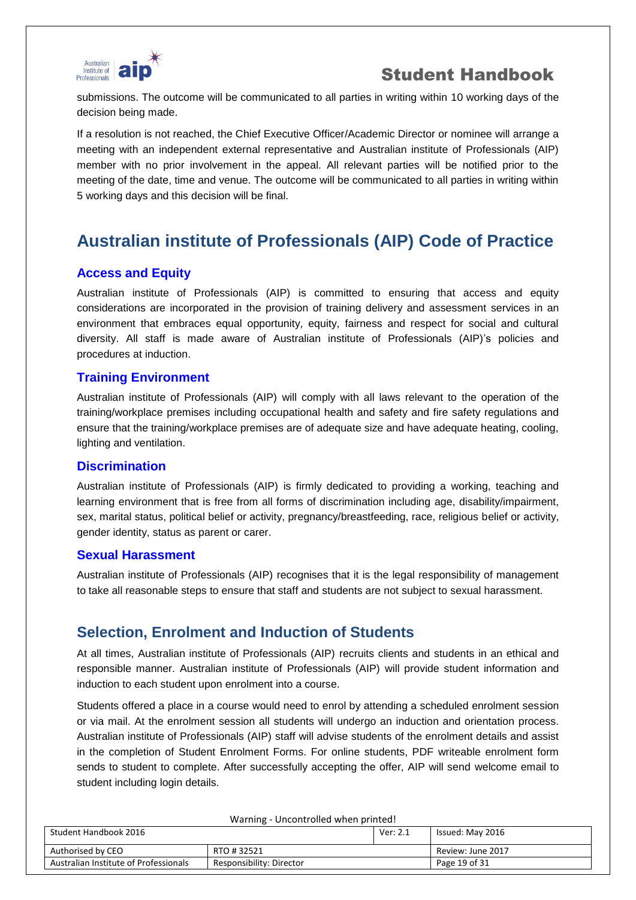submissions. The outcome will be communicated to all parties in writing within 10 working days of the decision being made.

If a resolution is not reached, the Chief Executive Officer/Academic Director or nominee will arrange a meeting with an independent external representative and Australian institute of Professionals (AIP) member with no prior involvement in the appeal. All relevant parties will be notified prior to the meeting of the date, time and venue. The outcome will be communicated to all parties in writing within 5 working days and this decision will be final.

# Australian institute of Professionals (AIP) Code of Practice

### Access and Equity

Australian institute of Professionals (AIP) is committed to ensuring that access and equity considerations are incorporated in the provision of training delivery and assessment services in an environment that embraces equal opportunity, equity, fairness and respect for social and cultural diversity. All staff is made aware of Australian institute of Professionals (AIP)'s policies and procedures at induction.

### Training Environment

Australian institute of Professionals (AIP) will comply with all laws relevant to the operation of the training/workplace premises including occupational health and safety and fire safety regulations and ensure that the training/workplace premises are of adequate size and have adequate heating, cooling, lighting and ventilation.

### Discrimination

Australian institute of Professionals (AIP) is firmly dedicated to providing a working, teaching and learning environment that is free from all forms of discrimination including age, disability/impairment, sex, marital status, political belief or activity, pregnancy/breastfeeding, race, religious belief or activity, gender identity, status as parent or carer.

### Sexual Harassment

Australian institute of Professionals (AIP) recognises that it is the legal responsibility of management to take all reasonable steps to ensure that staff and students are not subject to sexual harassment.

## Selection, Enrolment and Induction of Students

At all times, Australian institute of Professionals (AIP) recruits clients and students in an ethical and responsible manner. Australian institute of Professionals (AIP) will provide student information and induction to each student upon enrolment into a course.

Students offered a place in a course would need to enrol by attending a scheduled enrolment session or via mail. At the enrolment session all students will undergo an induction and orientation process. Australian institute of Professionals (AIP) staff will advise students of the enrolment details and assist in the completion of Student Enrolment Forms. For online students, PDF writeable enrolment form sends to student to complete. After successfully accepting the offer, AIP will send welcome email to student including login details.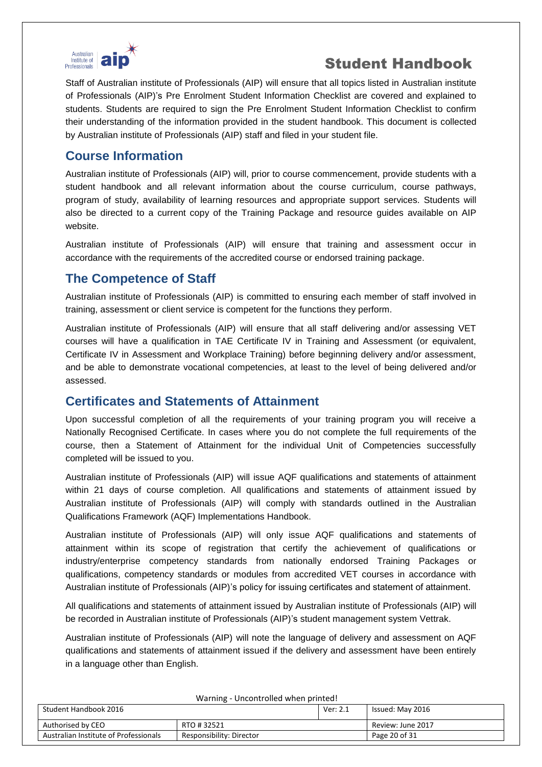Staff of Australian institute of Professionals (AIP) will ensure that all topics listed in Australian institute of Professionals (AIP)'s Pre Enrolment Student Information Checklist are covered and explained to students. Students are required to sign the Pre Enrolment Student Information Checklist to confirm their understanding of the information provided in the student handbook. This document is collected by Australian institute of Professionals (AIP) staff and filed in your student file.

## Course Information

Australian institute of Professionals (AIP) will, prior to course commencement, provide students with a student handbook and all relevant information about the course curriculum, course pathways, program of study, availability of learning resources and appropriate support services. Students will also be directed to a current copy of the Training Package and resource guides available on AIP website.

Australian institute of Professionals (AIP) will ensure that training and assessment occur in accordance with the requirements of the accredited course or endorsed training package.

## The Competence of Staff

Australian institute of Professionals (AIP) is committed to ensuring each member of staff involved in training, assessment or client service is competent for the functions they perform.

Australian institute of Professionals (AIP) will ensure that all staff delivering and/or assessing VET courses will have a qualification in TAE Certificate IV in Training and Assessment (or equivalent, Certificate IV in Assessment and Workplace Training) before beginning delivery and/or assessment, and be able to demonstrate vocational competencies, at least to the level of being delivered and/or assessed.

## Certificates and Statements of Attainment

Upon successful completion of all the requirements of your training program you will receive a Nationally Recognised Certificate. In cases where you do not complete the full requirements of the course, then a Statement of Attainment for the individual Unit of Competencies successfully completed will be issued to you.

Australian institute of Professionals (AIP) will issue AQF qualifications and statements of attainment within 21 days of course completion. All qualifications and statements of attainment issued by Australian institute of Professionals (AIP) will comply with standards outlined in the Australian Qualifications Framework (AQF) Implementations Handbook.

Australian institute of Professionals (AIP) will only issue AQF qualifications and statements of attainment within its scope of registration that certify the achievement of qualifications or industry/enterprise competency standards from nationally endorsed Training Packages or qualifications, competency standards or modules from accredited VET courses in accordance with Australian institute of Professionals (AIP)'s policy for issuing certificates and statement of attainment.

All qualifications and statements of attainment issued by Australian institute of Professionals (AIP) will be recorded in Australian institute of Professionals (AIP)'s student management system Vettrak.

Australian institute of Professionals (AIP) will note the language of delivery and assessment on AQF qualifications and statements of attainment issued if the delivery and assessment have been entirely in a language other than English.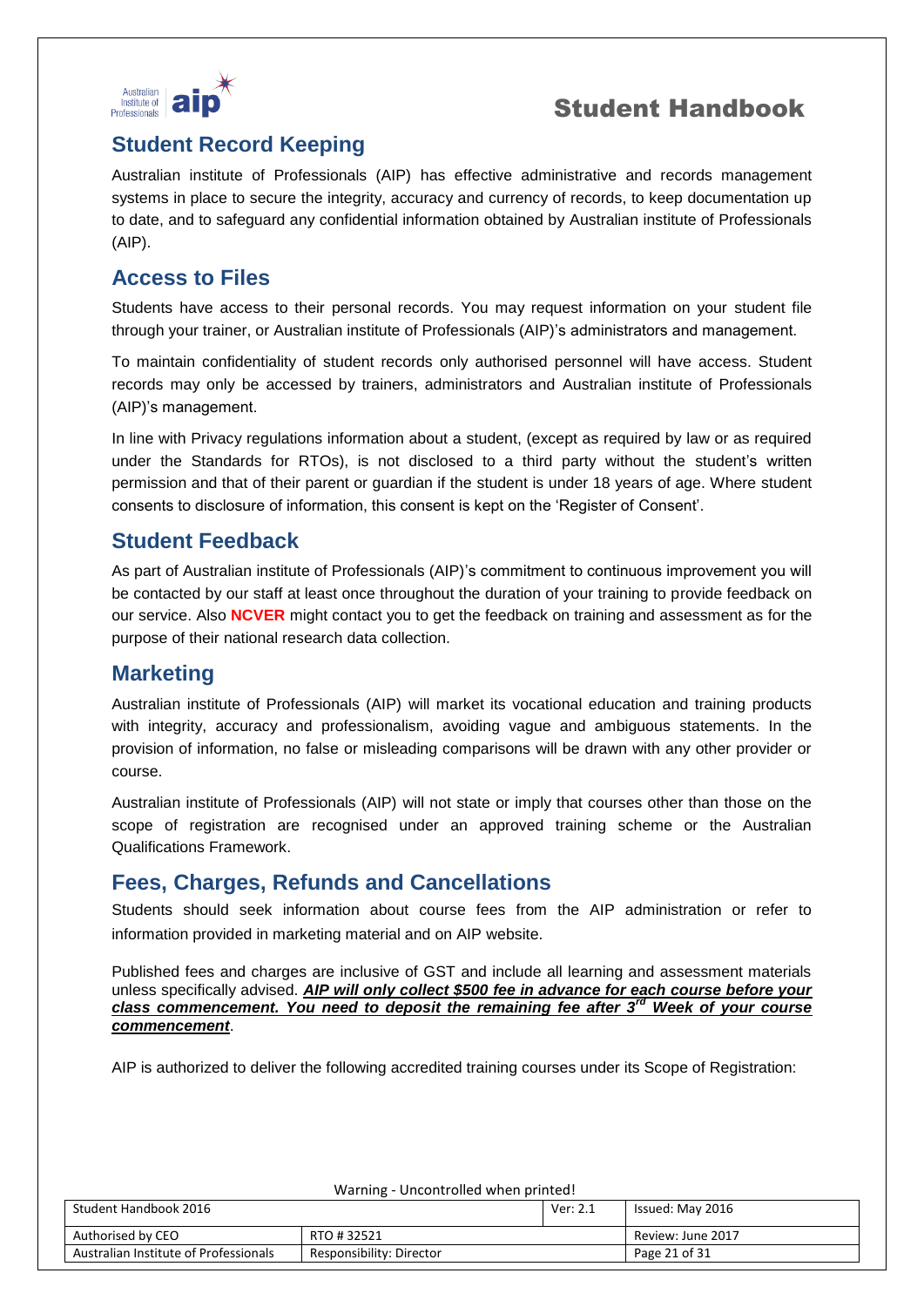## Student Record Keeping

Australian institute of Professionals (AIP) has effective administrative and records management systems in place to secure the integrity, accuracy and currency of records, to keep documentation up to date, and to safeguard any confidential information obtained by Australian institute of Professionals (AIP).

## Access to Files

Students have access to their personal records. You may request information on your student file through your trainer, or Australian institute of Professionals (AIP)'s administrators and management.

To maintain confidentiality of student records only authorised personnel will have access. Student records may only be accessed by trainers, administrators and Australian institute of Professionals (AIP)'s management.

In line with Privacy regulations information about a student, (except as required by law or as required under the Standards for RTOs), is not disclosed to a third party without the student's written permission and that of their parent or guardian if the student is under 18 years of age. Where student consents to disclosure of information, this consent is kept on the 'Register of Consent'.

## Student Feedback

As part of Australian institute of Professionals (AIP)'s commitment to continuous improvement you will be contacted by our staff at least once throughout the duration of your training to provide feedback on our service. Also **NCVER** might contact you to get the feedback on training and assessment as for the purpose of their national research data collection.

## Marketing

Australian institute of Professionals (AIP) will market its vocational education and training products with integrity, accuracy and professionalism, avoiding vague and ambiguous statements. In the provision of information, no false or misleading comparisons will be drawn with any other provider or course.

Australian institute of Professionals (AIP) will not state or imply that courses other than those on the scope of registration are recognised under an approved training scheme or the Australian Qualifications Framework.

## Fees, Charges, Refunds and Cancellations

Students should seek information about course fees from the AIP administration or refer to information provided in marketing material and on AIP website.

Published fees and charges are inclusive of GST and include all learning and assessment materials unless specifically advised. ***AIP will only collect $500 fee in advance for each course before your class commencement. You need to deposit the remaining fee after 3rd Week of your course commencement***.

AIP is authorized to deliver the following accredited training courses under its Scope of Registration:

Warning - Uncontrolled when printed!

| Student Handbook 2016 | | Ver: 2.1 | Issued: May 2016 |
|---|---|---|---|
| Authorised by CEO | RTO # 32521 | | Review: June 2017 |
| Australian Institute of Professionals | Responsibility: Director | | |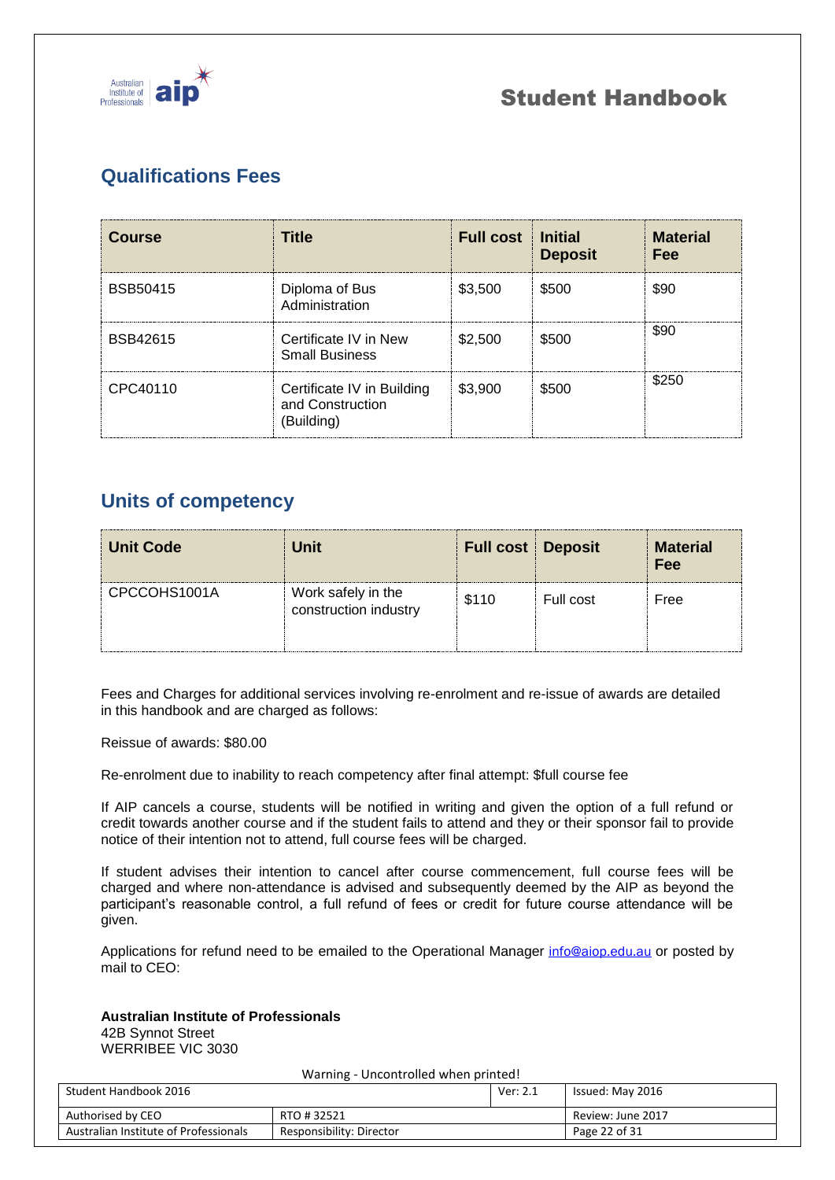## Qualifications Fees

| Course | Title | Full cost | Initial Deposit | Material Fee |
|---|---|---|---|---|
| BSB50415 | Diploma of Bus Administration | $3,500 | $500 | $90 |
| BSB42615 | Certificate IV in New Small Business | $2,500 | $500 | $90 |
| CPC40110 | Certificate IV in Building and Construction (Building) | $3,900 | $500 | $250 |

## Units of competency

| Unit Code | Unit | Full cost | Deposit | Material Fee |
|---|---|---|---|---|
| CPCCOHS1001A | Work safely in the construction industry | $110 | Full cost | Free |

Fees and Charges for additional services involving re-enrolment and re-issue of awards are detailed in this handbook and are charged as follows:

Reissue of awards: $80.00

Re-enrolment due to inability to reach competency after final attempt: $full course fee

If AIP cancels a course, students will be notified in writing and given the option of a full refund or credit towards another course and if the student fails to attend and they or their sponsor fail to provide notice of their intention not to attend, full course fees will be charged.

If student advises their intention to cancel after course commencement, full course fees will be charged and where non-attendance is advised and subsequently deemed by the AIP as beyond the participant's reasonable control, a full refund of fees or credit for future course attendance will be given.

Applications for refund need to be emailed to the Operational Manager info@aiop.edu.au or posted by mail to CEO:

**Australian Institute of Professionals**
42B Synnot Street
WERRIBEE VIC 3030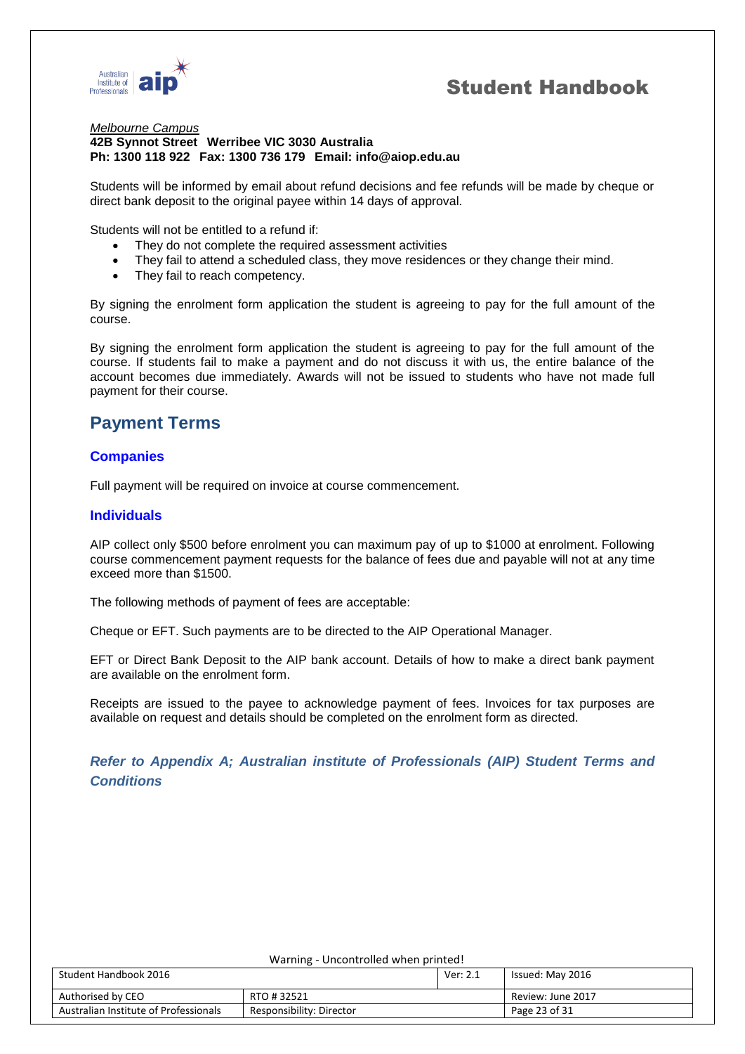*Melbourne Campus*
**42B Synnot Street Werribee VIC 3030 Australia**
**Ph: 1300 118 922 Fax: 1300 736 179 Email: info@aiop.edu.au**

Students will be informed by email about refund decisions and fee refunds will be made by cheque or direct bank deposit to the original payee within 14 days of approval.

Students will not be entitled to a refund if:

- They do not complete the required assessment activities
- They fail to attend a scheduled class, they move residences or they change their mind.
- They fail to reach competency.

By signing the enrolment form application the student is agreeing to pay for the full amount of the course.

By signing the enrolment form application the student is agreeing to pay for the full amount of the course. If students fail to make a payment and do not discuss it with us, the entire balance of the account becomes due immediately. Awards will not be issued to students who have not made full payment for their course.

## Payment Terms

### Companies

Full payment will be required on invoice at course commencement.

### Individuals

AIP collect only $500 before enrolment you can maximum pay of up to $1000 at enrolment. Following course commencement payment requests for the balance of fees due and payable will not at any time exceed more than $1500.

The following methods of payment of fees are acceptable:

Cheque or EFT. Such payments are to be directed to the AIP Operational Manager.

EFT or Direct Bank Deposit to the AIP bank account. Details of how to make a direct bank payment are available on the enrolment form.

Receipts are issued to the payee to acknowledge payment of fees. Invoices for tax purposes are available on request and details should be completed on the enrolment form as directed.

***Refer to Appendix A; Australian institute of Professionals (AIP) Student Terms and Conditions***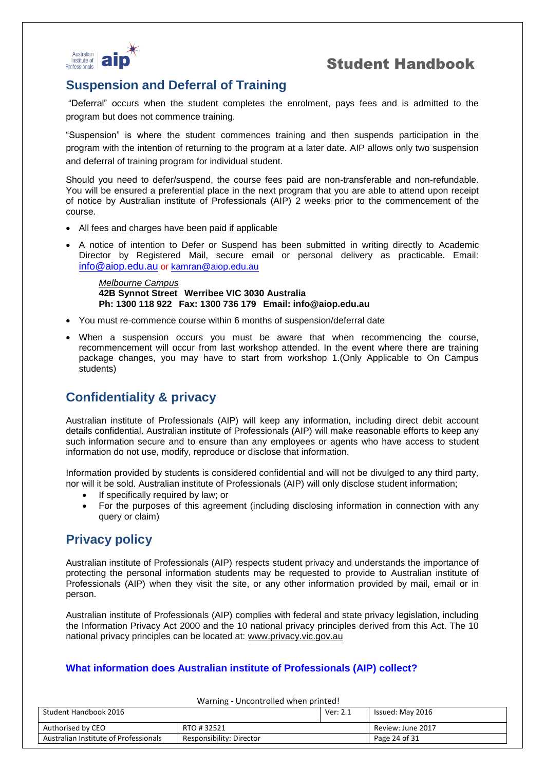## Suspension and Deferral of Training

"Deferral" occurs when the student completes the enrolment, pays fees and is admitted to the program but does not commence training.

"Suspension" is where the student commences training and then suspends participation in the program with the intention of returning to the program at a later date. AIP allows only two suspension and deferral of training program for individual student.

Should you need to defer/suspend, the course fees paid are non-transferable and non-refundable. You will be ensured a preferential place in the next program that you are able to attend upon receipt of notice by Australian institute of Professionals (AIP) 2 weeks prior to the commencement of the course.

- All fees and charges have been paid if applicable
- A notice of intention to Defer or Suspend has been submitted in writing directly to Academic Director by Registered Mail, secure email or personal delivery as practicable. Email: info@aiop.edu.au or kamran@aiop.edu.au

  *Melbourne Campus*
  **42B Synnot Street Werribee VIC 3030 Australia**
  **Ph: 1300 118 922 Fax: 1300 736 179 Email: info@aiop.edu.au**

- You must re-commence course within 6 months of suspension/deferral date
- When a suspension occurs you must be aware that when recommencing the course, recommencement will occur from last workshop attended. In the event where there are training package changes, you may have to start from workshop 1.(Only Applicable to On Campus students)

## Confidentiality & privacy

Australian institute of Professionals (AIP) will keep any information, including direct debit account details confidential. Australian institute of Professionals (AIP) will make reasonable efforts to keep any such information secure and to ensure than any employees or agents who have access to student information do not use, modify, reproduce or disclose that information.

Information provided by students is considered confidential and will not be divulged to any third party, nor will it be sold. Australian institute of Professionals (AIP) will only disclose student information;

- If specifically required by law; or
- For the purposes of this agreement (including disclosing information in connection with any query or claim)

## Privacy policy

Australian institute of Professionals (AIP) respects student privacy and understands the importance of protecting the personal information students may be requested to provide to Australian institute of Professionals (AIP) when they visit the site, or any other information provided by mail, email or in person.

Australian institute of Professionals (AIP) complies with federal and state privacy legislation, including the Information Privacy Act 2000 and the 10 national privacy principles derived from this Act. The 10 national privacy principles can be located at: www.privacy.vic.gov.au

### What information does Australian institute of Professionals (AIP) collect?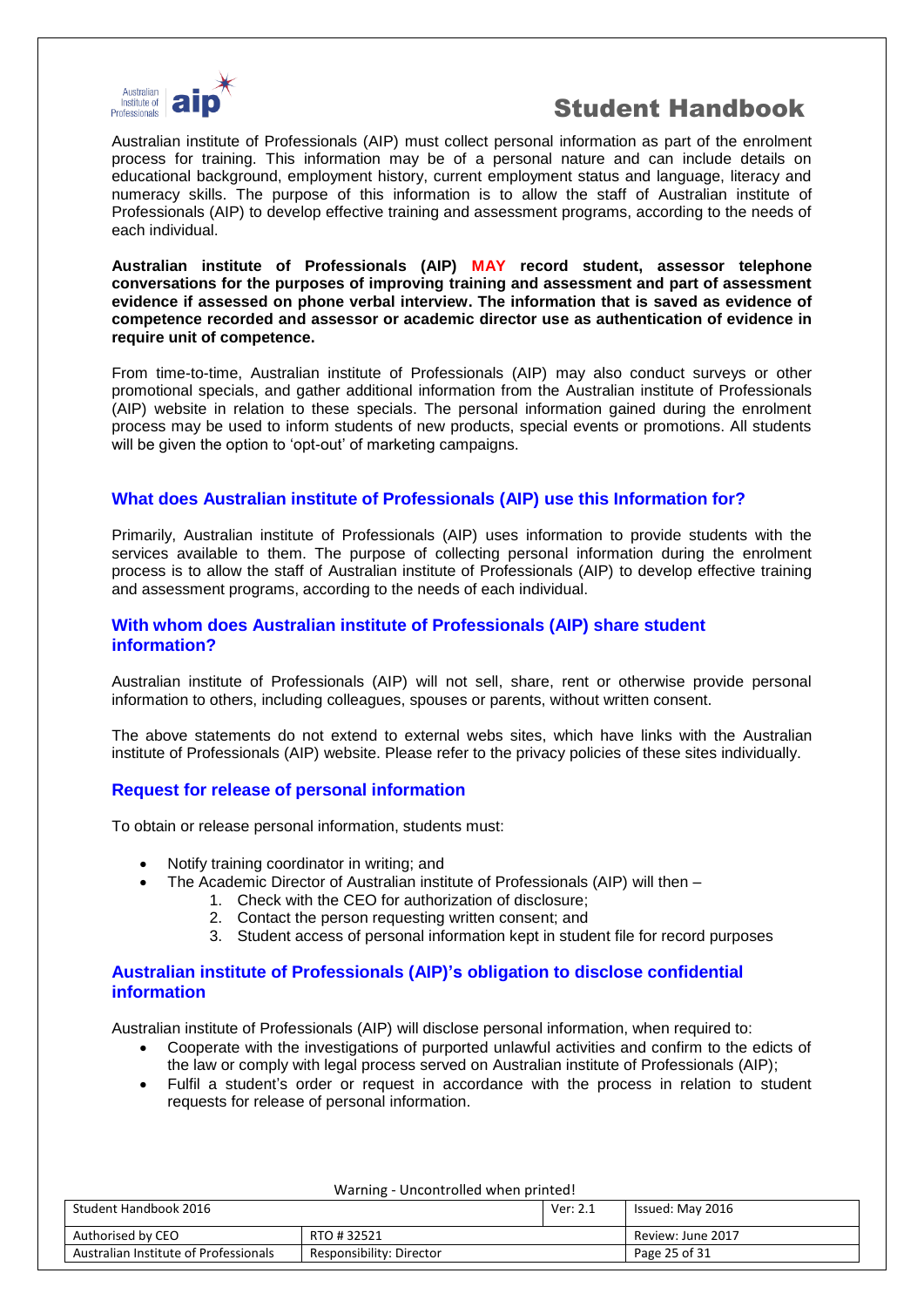Australian institute of Professionals (AIP) must collect personal information as part of the enrolment process for training. This information may be of a personal nature and can include details on educational background, employment history, current employment status and language, literacy and numeracy skills. The purpose of this information is to allow the staff of Australian institute of Professionals (AIP) to develop effective training and assessment programs, according to the needs of each individual.

**Australian institute of Professionals (AIP) MAY record student, assessor telephone conversations for the purposes of improving training and assessment and part of assessment evidence if assessed on phone verbal interview. The information that is saved as evidence of competence recorded and assessor or academic director use as authentication of evidence in require unit of competence.**

From time-to-time, Australian institute of Professionals (AIP) may also conduct surveys or other promotional specials, and gather additional information from the Australian institute of Professionals (AIP) website in relation to these specials. The personal information gained during the enrolment process may be used to inform students of new products, special events or promotions. All students will be given the option to 'opt-out' of marketing campaigns.

## What does Australian institute of Professionals (AIP) use this Information for?

Primarily, Australian institute of Professionals (AIP) uses information to provide students with the services available to them. The purpose of collecting personal information during the enrolment process is to allow the staff of Australian institute of Professionals (AIP) to develop effective training and assessment programs, according to the needs of each individual.

## With whom does Australian institute of Professionals (AIP) share student information?

Australian institute of Professionals (AIP) will not sell, share, rent or otherwise provide personal information to others, including colleagues, spouses or parents, without written consent.

The above statements do not extend to external webs sites, which have links with the Australian institute of Professionals (AIP) website. Please refer to the privacy policies of these sites individually.

## Request for release of personal information

To obtain or release personal information, students must:

- Notify training coordinator in writing; and
- The Academic Director of Australian institute of Professionals (AIP) will then –
    1. Check with the CEO for authorization of disclosure;
    2. Contact the person requesting written consent; and
    3. Student access of personal information kept in student file for record purposes

## Australian institute of Professionals (AIP)'s obligation to disclose confidential information

Australian institute of Professionals (AIP) will disclose personal information, when required to:

- Cooperate with the investigations of purported unlawful activities and confirm to the edicts of the law or comply with legal process served on Australian institute of Professionals (AIP);
- Fulfil a student's order or request in accordance with the process in relation to student requests for release of personal information.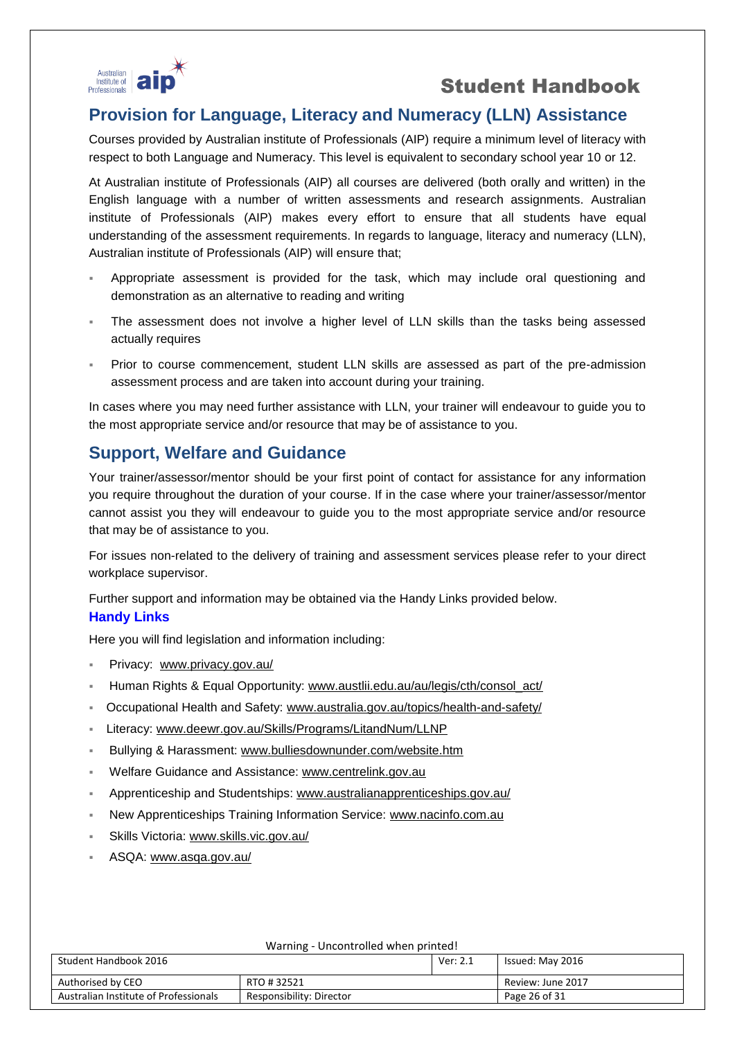## Provision for Language, Literacy and Numeracy (LLN) Assistance

Courses provided by Australian institute of Professionals (AIP) require a minimum level of literacy with respect to both Language and Numeracy. This level is equivalent to secondary school year 10 or 12.

At Australian institute of Professionals (AIP) all courses are delivered (both orally and written) in the English language with a number of written assessments and research assignments. Australian institute of Professionals (AIP) makes every effort to ensure that all students have equal understanding of the assessment requirements. In regards to language, literacy and numeracy (LLN), Australian institute of Professionals (AIP) will ensure that;

- Appropriate assessment is provided for the task, which may include oral questioning and demonstration as an alternative to reading and writing
- The assessment does not involve a higher level of LLN skills than the tasks being assessed actually requires
- Prior to course commencement, student LLN skills are assessed as part of the pre-admission assessment process and are taken into account during your training.

In cases where you may need further assistance with LLN, your trainer will endeavour to guide you to the most appropriate service and/or resource that may be of assistance to you.

## Support, Welfare and Guidance

Your trainer/assessor/mentor should be your first point of contact for assistance for any information you require throughout the duration of your course. If in the case where your trainer/assessor/mentor cannot assist you they will endeavour to guide you to the most appropriate service and/or resource that may be of assistance to you.

For issues non-related to the delivery of training and assessment services please refer to your direct workplace supervisor.

Further support and information may be obtained via the Handy Links provided below.

### Handy Links

Here you will find legislation and information including:

- Privacy: www.privacy.gov.au/
- Human Rights & Equal Opportunity: www.austlii.edu.au/au/legis/cth/consol_act/
- Occupational Health and Safety: www.australia.gov.au/topics/health-and-safety/
- Literacy: www.deewr.gov.au/Skills/Programs/LitandNum/LLNP
- Bullying & Harassment: www.bulliesdownunder.com/website.htm
- Welfare Guidance and Assistance: www.centrelink.gov.au
- Apprenticeship and Studentships: www.australianapprenticeships.gov.au/
- New Apprenticeships Training Information Service: www.nacinfo.com.au
- Skills Victoria: www.skills.vic.gov.au/
- ASQA: www.asqa.gov.au/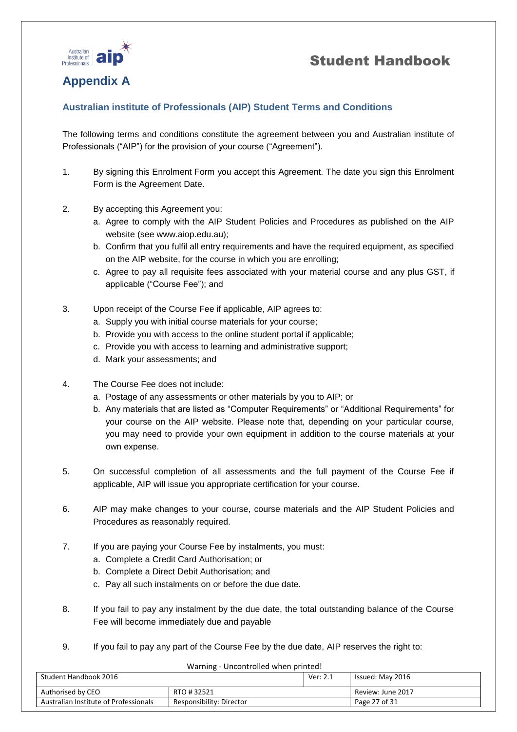# Appendix A

## Australian institute of Professionals (AIP) Student Terms and Conditions

The following terms and conditions constitute the agreement between you and Australian institute of Professionals ("AIP") for the provision of your course ("Agreement").

1. By signing this Enrolment Form you accept this Agreement. The date you sign this Enrolment Form is the Agreement Date.

2. By accepting this Agreement you:
   a. Agree to comply with the AIP Student Policies and Procedures as published on the AIP website (see www.aiop.edu.au);
   b. Confirm that you fulfil all entry requirements and have the required equipment, as specified on the AIP website, for the course in which you are enrolling;
   c. Agree to pay all requisite fees associated with your material course and any plus GST, if applicable ("Course Fee"); and

3. Upon receipt of the Course Fee if applicable, AIP agrees to:
   a. Supply you with initial course materials for your course;
   b. Provide you with access to the online student portal if applicable;
   c. Provide you with access to learning and administrative support;
   d. Mark your assessments; and

4. The Course Fee does not include:
   a. Postage of any assessments or other materials by you to AIP; or
   b. Any materials that are listed as "Computer Requirements" or "Additional Requirements" for your course on the AIP website. Please note that, depending on your particular course, you may need to provide your own equipment in addition to the course materials at your own expense.

5. On successful completion of all assessments and the full payment of the Course Fee if applicable, AIP will issue you appropriate certification for your course.

6. AIP may make changes to your course, course materials and the AIP Student Policies and Procedures as reasonably required.

7. If you are paying your Course Fee by instalments, you must:
   a. Complete a Credit Card Authorisation; or
   b. Complete a Direct Debit Authorisation; and
   c. Pay all such instalments on or before the due date.

8. If you fail to pay any instalment by the due date, the total outstanding balance of the Course Fee will become immediately due and payable

9. If you fail to pay any part of the Course Fee by the due date, AIP reserves the right to: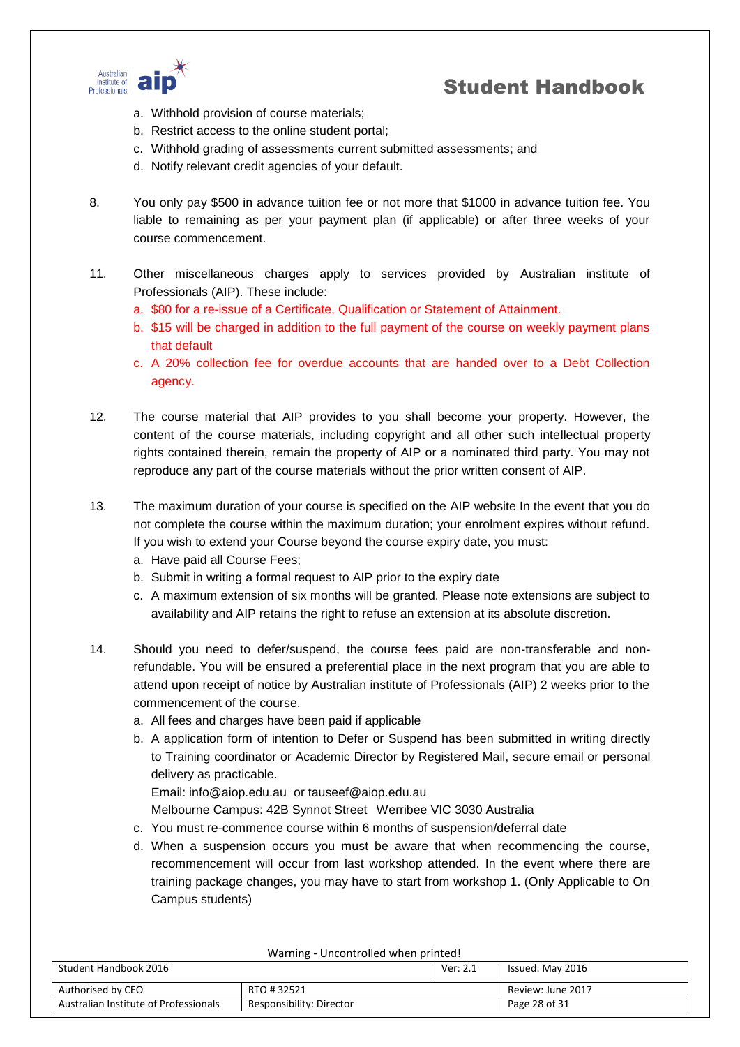a. Withhold provision of course materials;
b. Restrict access to the online student portal;
c. Withhold grading of assessments current submitted assessments; and
d. Notify relevant credit agencies of your default.

8. You only pay $500 in advance tuition fee or not more that $1000 in advance tuition fee. You liable to remaining as per your payment plan (if applicable) or after three weeks of your course commencement.

11. Other miscellaneous charges apply to services provided by Australian institute of Professionals (AIP). These include:
    a. $80 for a re-issue of a Certificate, Qualification or Statement of Attainment.
    b. $15 will be charged in addition to the full payment of the course on weekly payment plans that default
    c. A 20% collection fee for overdue accounts that are handed over to a Debt Collection agency.

12. The course material that AIP provides to you shall become your property. However, the content of the course materials, including copyright and all other such intellectual property rights contained therein, remain the property of AIP or a nominated third party. You may not reproduce any part of the course materials without the prior written consent of AIP.

13. The maximum duration of your course is specified on the AIP website In the event that you do not complete the course within the maximum duration; your enrolment expires without refund. If you wish to extend your Course beyond the course expiry date, you must:
    a. Have paid all Course Fees;
    b. Submit in writing a formal request to AIP prior to the expiry date
    c. A maximum extension of six months will be granted. Please note extensions are subject to availability and AIP retains the right to refuse an extension at its absolute discretion.

14. Should you need to defer/suspend, the course fees paid are non-transferable and non-refundable. You will be ensured a preferential place in the next program that you are able to attend upon receipt of notice by Australian institute of Professionals (AIP) 2 weeks prior to the commencement of the course.
    a. All fees and charges have been paid if applicable
    b. A application form of intention to Defer or Suspend has been submitted in writing directly to Training coordinator or Academic Director by Registered Mail, secure email or personal delivery as practicable.
       Email: info@aiop.edu.au or tauseef@aiop.edu.au
       Melbourne Campus: 42B Synnot Street Werribee VIC 3030 Australia
    c. You must re-commence course within 6 months of suspension/deferral date
    d. When a suspension occurs you must be aware that when recommencing the course, recommencement will occur from last workshop attended. In the event where there are training package changes, you may have to start from workshop 1. (Only Applicable to On Campus students)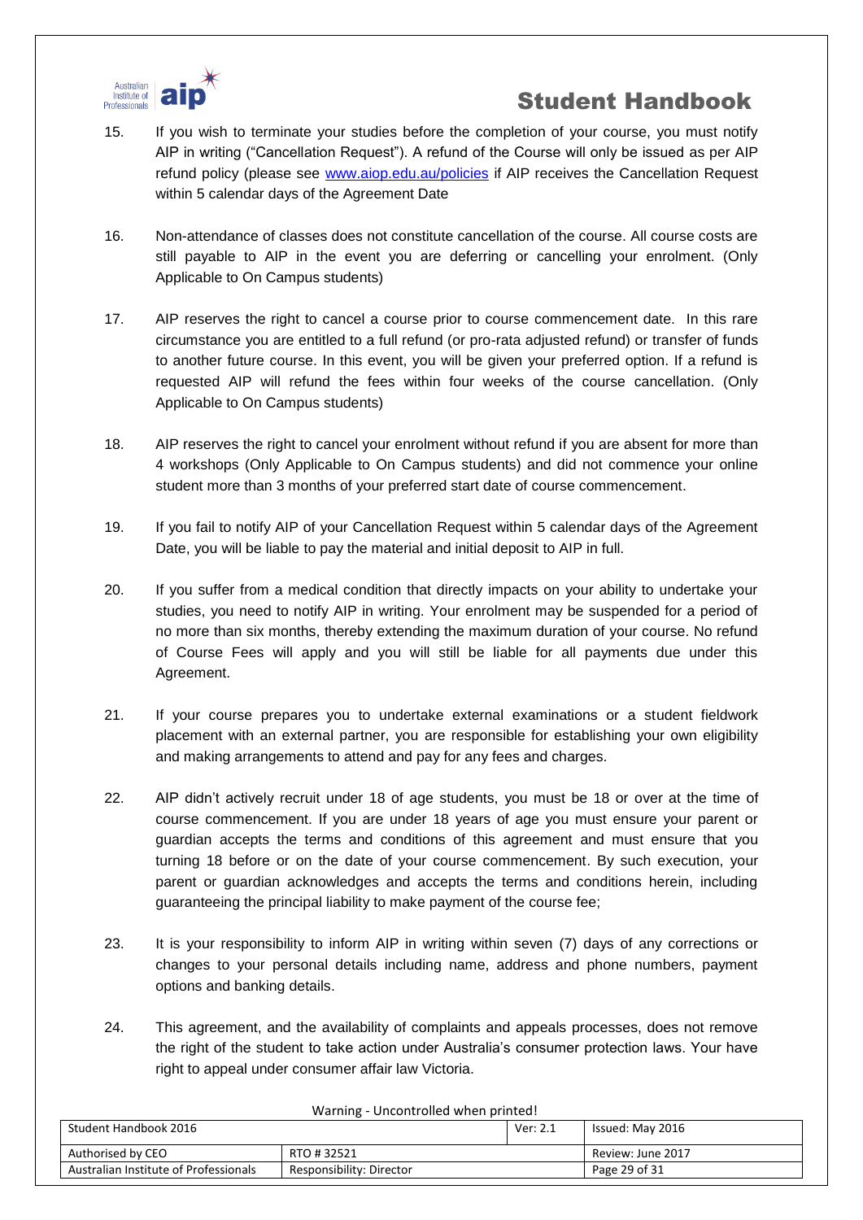15. If you wish to terminate your studies before the completion of your course, you must notify AIP in writing ("Cancellation Request"). A refund of the Course will only be issued as per AIP refund policy (please see www.aiop.edu.au/policies if AIP receives the Cancellation Request within 5 calendar days of the Agreement Date

16. Non-attendance of classes does not constitute cancellation of the course. All course costs are still payable to AIP in the event you are deferring or cancelling your enrolment. (Only Applicable to On Campus students)

17. AIP reserves the right to cancel a course prior to course commencement date. In this rare circumstance you are entitled to a full refund (or pro-rata adjusted refund) or transfer of funds to another future course. In this event, you will be given your preferred option. If a refund is requested AIP will refund the fees within four weeks of the course cancellation. (Only Applicable to On Campus students)

18. AIP reserves the right to cancel your enrolment without refund if you are absent for more than 4 workshops (Only Applicable to On Campus students) and did not commence your online student more than 3 months of your preferred start date of course commencement.

19. If you fail to notify AIP of your Cancellation Request within 5 calendar days of the Agreement Date, you will be liable to pay the material and initial deposit to AIP in full.

20. If you suffer from a medical condition that directly impacts on your ability to undertake your studies, you need to notify AIP in writing. Your enrolment may be suspended for a period of no more than six months, thereby extending the maximum duration of your course. No refund of Course Fees will apply and you will still be liable for all payments due under this Agreement.

21. If your course prepares you to undertake external examinations or a student fieldwork placement with an external partner, you are responsible for establishing your own eligibility and making arrangements to attend and pay for any fees and charges.

22. AIP didn't actively recruit under 18 of age students, you must be 18 or over at the time of course commencement. If you are under 18 years of age you must ensure your parent or guardian accepts the terms and conditions of this agreement and must ensure that you turning 18 before or on the date of your course commencement. By such execution, your parent or guardian acknowledges and accepts the terms and conditions herein, including guaranteeing the principal liability to make payment of the course fee;

23. It is your responsibility to inform AIP in writing within seven (7) days of any corrections or changes to your personal details including name, address and phone numbers, payment options and banking details.

24. This agreement, and the availability of complaints and appeals processes, does not remove the right of the student to take action under Australia's consumer protection laws. Your have right to appeal under consumer affair law Victoria.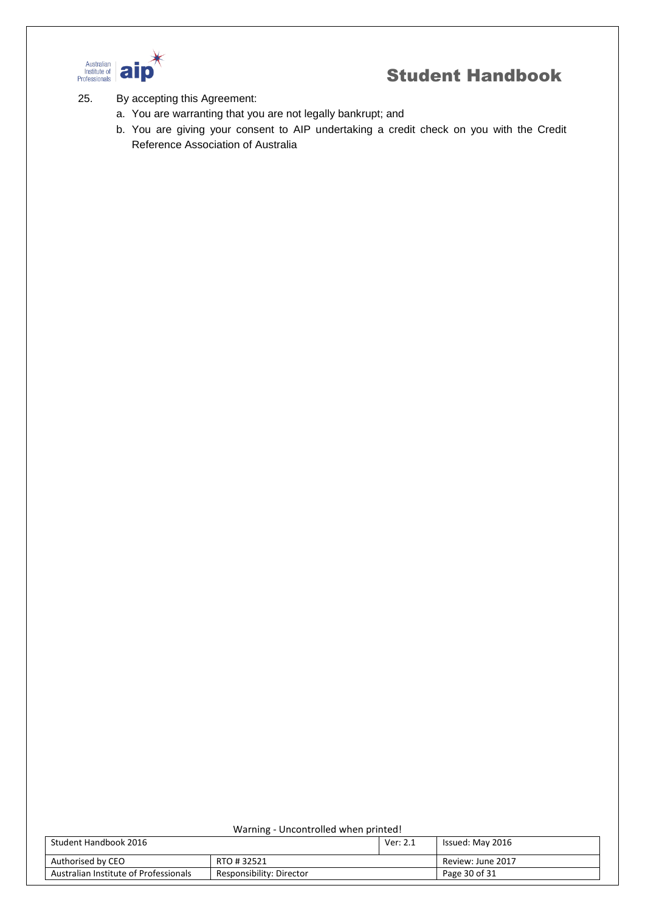25. By accepting this Agreement:
    a. You are warranting that you are not legally bankrupt; and
    b. You are giving your consent to AIP undertaking a credit check on you with the Credit Reference Association of Australia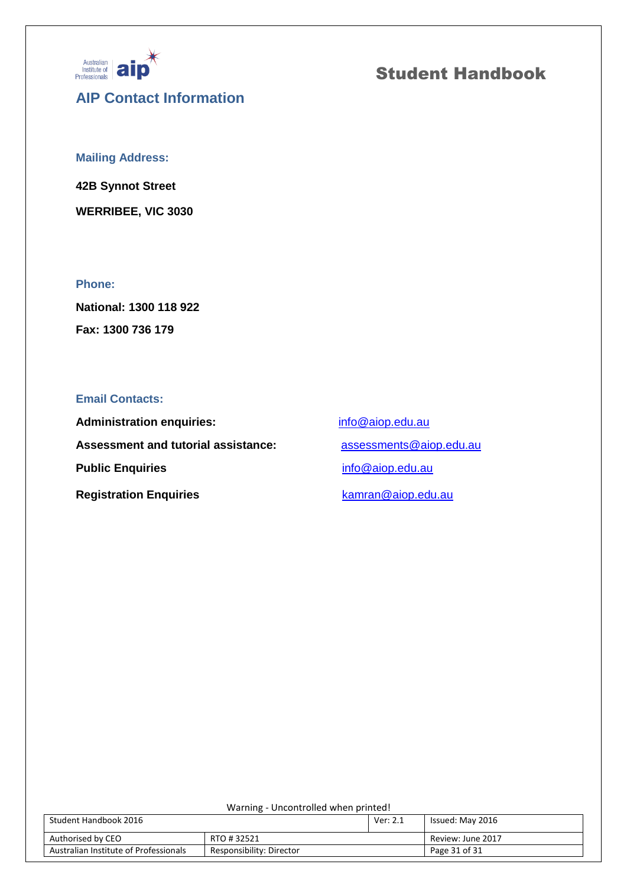## AIP Contact Information

### Mailing Address:

**42B Synnot Street**

**WERRIBEE, VIC 3030**

### Phone:

**National: 1300 118 922**

**Fax: 1300 736 179**

### Email Contacts:

| | |
|---|---|
| **Administration enquiries:** | info@aiop.edu.au |
| **Assessment and tutorial assistance:** | assessments@aiop.edu.au |
| **Public Enquiries** | info@aiop.edu.au |
| **Registration Enquiries** | kamran@aiop.edu.au |